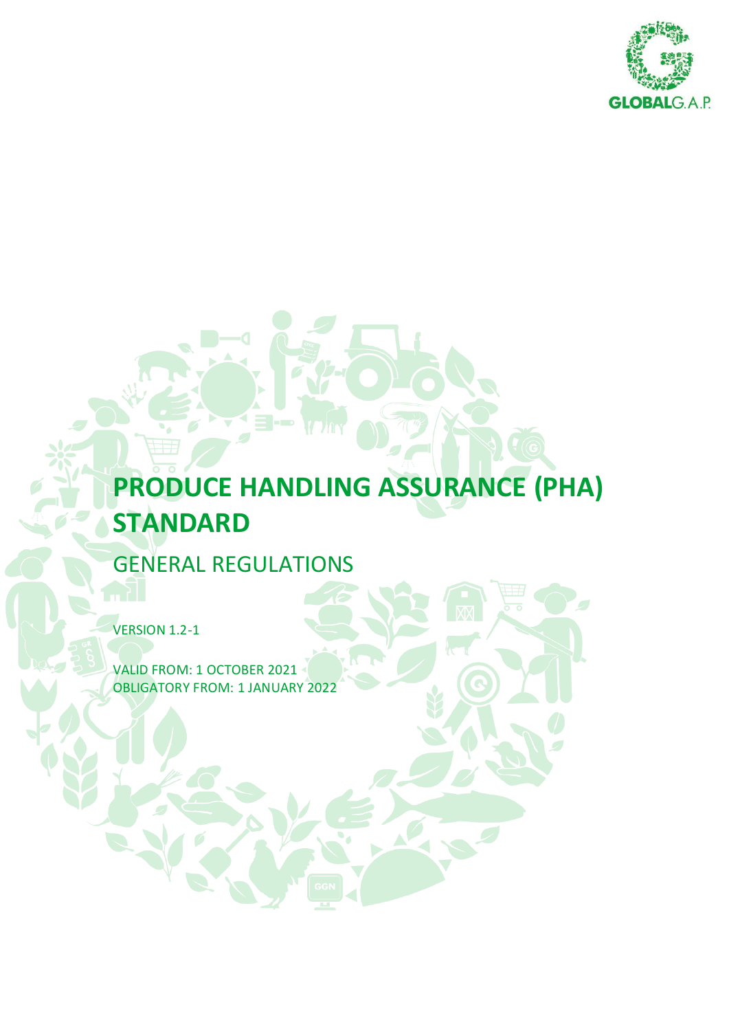# PRODUCE HANDLING ASSURANCE (PHA) STANDARD

## GENERAL REGULATIONS

VERSION 1.2-1

VALID FROM: 1 OCTOBER 2021
OBLIGATORY FROM: 1 JANUARY 2022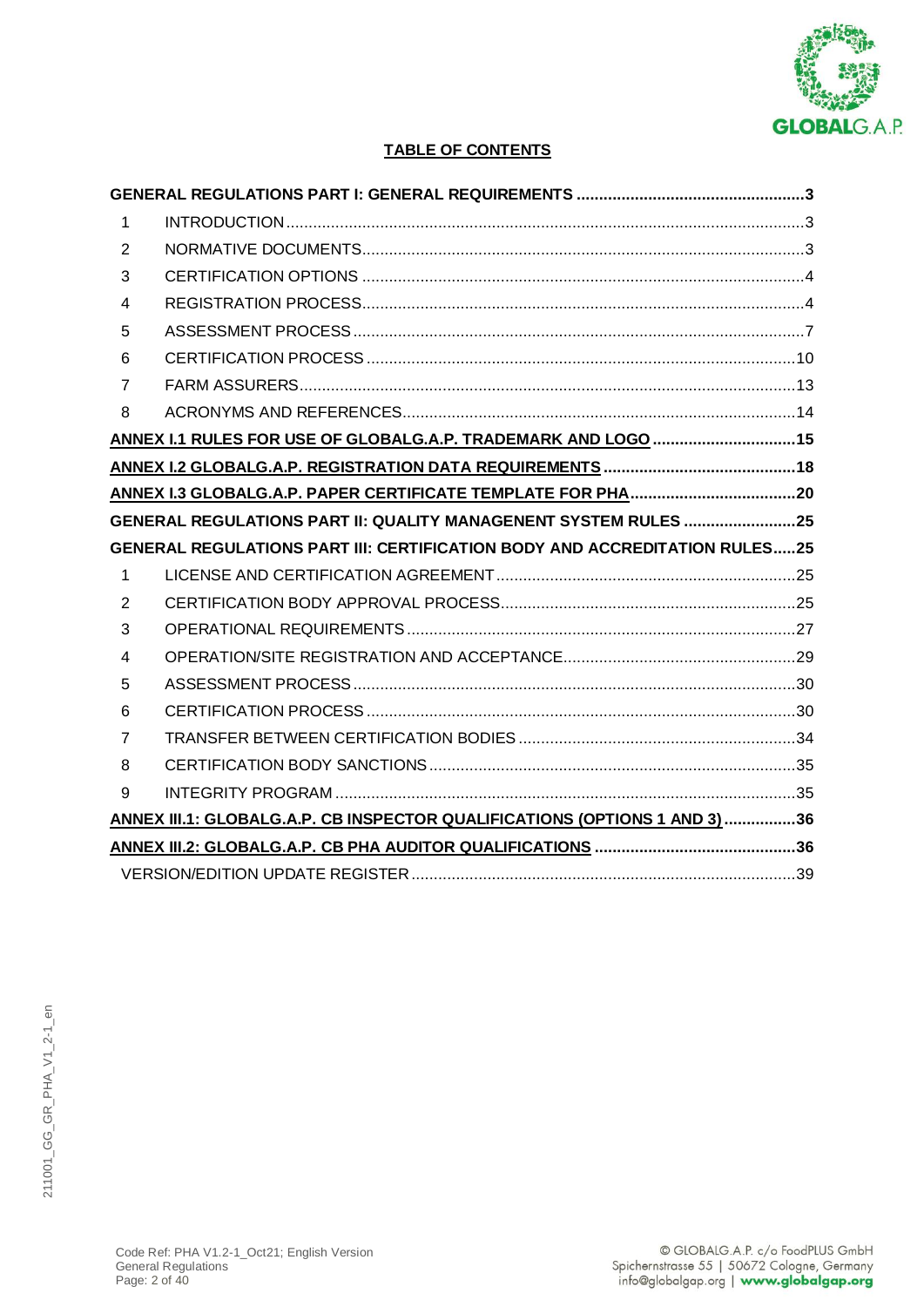**TABLE OF CONTENTS**

**GENERAL REGULATIONS PART I: GENERAL REQUIREMENTS** ..... 3

1 INTRODUCTION ..... 3

2 NORMATIVE DOCUMENTS ..... 3

3 CERTIFICATION OPTIONS ..... 4

4 REGISTRATION PROCESS ..... 4

5 ASSESSMENT PROCESS ..... 7

6 CERTIFICATION PROCESS ..... 10

7 FARM ASSURERS ..... 13

8 ACRONYMS AND REFERENCES ..... 14

**ANNEX I.1 RULES FOR USE OF GLOBALG.A.P. TRADEMARK AND LOGO** ..... 15

**ANNEX I.2 GLOBALG.A.P. REGISTRATION DATA REQUIREMENTS** ..... 18

**ANNEX I.3 GLOBALG.A.P. PAPER CERTIFICATE TEMPLATE FOR PHA** ..... 20

**GENERAL REGULATIONS PART II: QUALITY MANAGENENT SYSTEM RULES** ..... 25

**GENERAL REGULATIONS PART III: CERTIFICATION BODY AND ACCREDITATION RULES** ..... 25

1 LICENSE AND CERTIFICATION AGREEMENT ..... 25

2 CERTIFICATION BODY APPROVAL PROCESS ..... 25

3 OPERATIONAL REQUIREMENTS ..... 27

4 OPERATION/SITE REGISTRATION AND ACCEPTANCE ..... 29

5 ASSESSMENT PROCESS ..... 30

6 CERTIFICATION PROCESS ..... 30

7 TRANSFER BETWEEN CERTIFICATION BODIES ..... 34

8 CERTIFICATION BODY SANCTIONS ..... 35

9 INTEGRITY PROGRAM ..... 35

**ANNEX III.1: GLOBALG.A.P. CB INSPECTOR QUALIFICATIONS (OPTIONS 1 AND 3)** ..... 36

**ANNEX III.2: GLOBALG.A.P. CB PHA AUDITOR QUALIFICATIONS** ..... 36

VERSION/EDITION UPDATE REGISTER ..... 39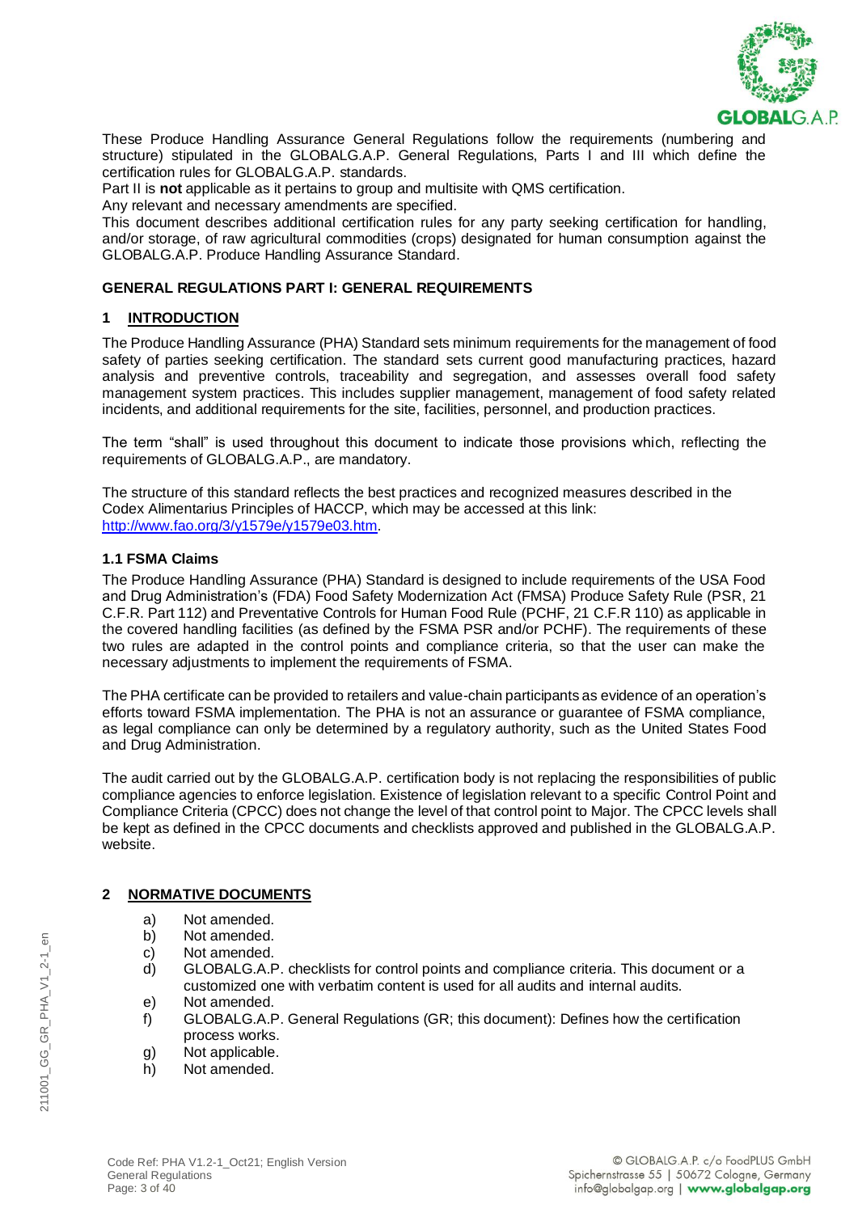These Produce Handling Assurance General Regulations follow the requirements (numbering and structure) stipulated in the GLOBALG.A.P. General Regulations, Parts I and III which define the certification rules for GLOBALG.A.P. standards.

Part II is **not** applicable as it pertains to group and multisite with QMS certification.

Any relevant and necessary amendments are specified.

This document describes additional certification rules for any party seeking certification for handling, and/or storage, of raw agricultural commodities (crops) designated for human consumption against the GLOBALG.A.P. Produce Handling Assurance Standard.

## GENERAL REGULATIONS PART I: GENERAL REQUIREMENTS

### 1 INTRODUCTION

The Produce Handling Assurance (PHA) Standard sets minimum requirements for the management of food safety of parties seeking certification. The standard sets current good manufacturing practices, hazard analysis and preventive controls, traceability and segregation, and assesses overall food safety management system practices. This includes supplier management, management of food safety related incidents, and additional requirements for the site, facilities, personnel, and production practices.

The term "shall" is used throughout this document to indicate those provisions which, reflecting the requirements of GLOBALG.A.P., are mandatory.

The structure of this standard reflects the best practices and recognized measures described in the Codex Alimentarius Principles of HACCP, which may be accessed at this link: http://www.fao.org/3/y1579e/y1579e03.htm.

#### 1.1 FSMA Claims

The Produce Handling Assurance (PHA) Standard is designed to include requirements of the USA Food and Drug Administration's (FDA) Food Safety Modernization Act (FMSA) Produce Safety Rule (PSR, 21 C.F.R. Part 112) and Preventative Controls for Human Food Rule (PCHF, 21 C.F.R 110) as applicable in the covered handling facilities (as defined by the FSMA PSR and/or PCHF). The requirements of these two rules are adapted in the control points and compliance criteria, so that the user can make the necessary adjustments to implement the requirements of FSMA.

The PHA certificate can be provided to retailers and value-chain participants as evidence of an operation's efforts toward FSMA implementation. The PHA is not an assurance or guarantee of FSMA compliance, as legal compliance can only be determined by a regulatory authority, such as the United States Food and Drug Administration.

The audit carried out by the GLOBALG.A.P. certification body is not replacing the responsibilities of public compliance agencies to enforce legislation. Existence of legislation relevant to a specific Control Point and Compliance Criteria (CPCC) does not change the level of that control point to Major. The CPCC levels shall be kept as defined in the CPCC documents and checklists approved and published in the GLOBALG.A.P. website.

### 2 NORMATIVE DOCUMENTS

a) Not amended.
b) Not amended.
c) Not amended.
d) GLOBALG.A.P. checklists for control points and compliance criteria. This document or a customized one with verbatim content is used for all audits and internal audits.
e) Not amended.
f) GLOBALG.A.P. General Regulations (GR; this document): Defines how the certification process works.
g) Not applicable.
h) Not amended.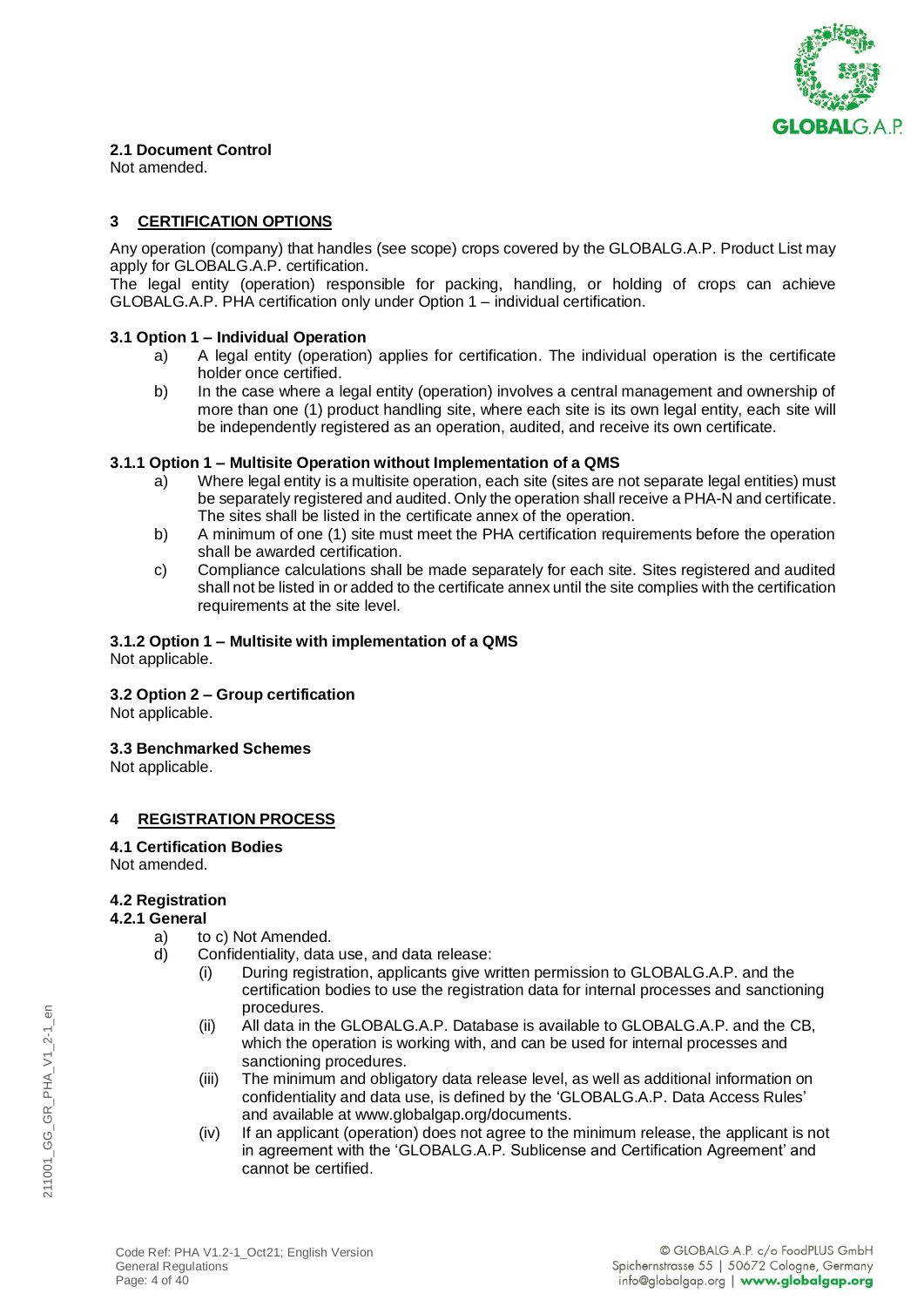### 2.1 Document Control

Not amended.

## 3 CERTIFICATION OPTIONS

Any operation (company) that handles (see scope) crops covered by the GLOBALG.A.P. Product List may apply for GLOBALG.A.P. certification.

The legal entity (operation) responsible for packing, handling, or holding of crops can achieve GLOBALG.A.P. PHA certification only under Option 1 – individual certification.

### 3.1 Option 1 – Individual Operation

a) A legal entity (operation) applies for certification. The individual operation is the certificate holder once certified.

b) In the case where a legal entity (operation) involves a central management and ownership of more than one (1) product handling site, where each site is its own legal entity, each site will be independently registered as an operation, audited, and receive its own certificate.

### 3.1.1 Option 1 – Multisite Operation without Implementation of a QMS

a) Where legal entity is a multisite operation, each site (sites are not separate legal entities) must be separately registered and audited. Only the operation shall receive a PHA-N and certificate. The sites shall be listed in the certificate annex of the operation.

b) A minimum of one (1) site must meet the PHA certification requirements before the operation shall be awarded certification.

c) Compliance calculations shall be made separately for each site. Sites registered and audited shall not be listed in or added to the certificate annex until the site complies with the certification requirements at the site level.

### 3.1.2 Option 1 – Multisite with implementation of a QMS

Not applicable.

### 3.2 Option 2 – Group certification

Not applicable.

### 3.3 Benchmarked Schemes

Not applicable.

## 4 REGISTRATION PROCESS

### 4.1 Certification Bodies

Not amended.

### 4.2 Registration

#### 4.2.1 General

a) to c) Not Amended.

d) Confidentiality, data use, and data release:

   (i) During registration, applicants give written permission to GLOBALG.A.P. and the certification bodies to use the registration data for internal processes and sanctioning procedures.

   (ii) All data in the GLOBALG.A.P. Database is available to GLOBALG.A.P. and the CB, which the operation is working with, and can be used for internal processes and sanctioning procedures.

   (iii) The minimum and obligatory data release level, as well as additional information on confidentiality and data use, is defined by the 'GLOBALG.A.P. Data Access Rules' and available at www.globalgap.org/documents.

   (iv) If an applicant (operation) does not agree to the minimum release, the applicant is not in agreement with the 'GLOBALG.A.P. Sublicense and Certification Agreement' and cannot be certified.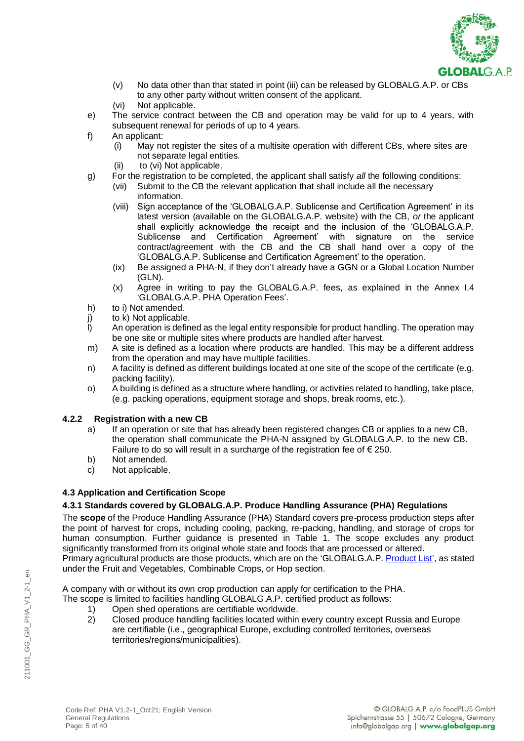(v) No data other than that stated in point (iii) can be released by GLOBALG.A.P. or CBs to any other party without written consent of the applicant.

(vi) Not applicable.

e) The service contract between the CB and operation may be valid for up to 4 years, with subsequent renewal for periods of up to 4 years.

f) An applicant:

(i) May not register the sites of a multisite operation with different CBs, where sites are not separate legal entities.

(ii) to (vi) Not applicable.

g) For the registration to be completed, the applicant shall satisfy *all* the following conditions:

(vii) Submit to the CB the relevant application that shall include all the necessary information.

(viii) Sign acceptance of the 'GLOBALG.A.P. Sublicense and Certification Agreement' in its latest version (available on the GLOBALG.A.P. website) with the CB, *or* the applicant shall explicitly acknowledge the receipt and the inclusion of the 'GLOBALG.A.P. Sublicense and Certification Agreement' with signature on the service contract/agreement with the CB and the CB shall hand over a copy of the 'GLOBALG.A.P. Sublicense and Certification Agreement' to the operation.

(ix) Be assigned a PHA-N, if they don't already have a GGN or a Global Location Number (GLN).

(x) Agree in writing to pay the GLOBALG.A.P. fees, as explained in the Annex I.4 'GLOBALG.A.P. PHA Operation Fees'.

h) to i) Not amended.

j) to k) Not applicable.

l) An operation is defined as the legal entity responsible for product handling. The operation may be one site or multiple sites where products are handled after harvest.

m) A site is defined as a location where products are handled. This may be a different address from the operation and may have multiple facilities.

n) A facility is defined as different buildings located at one site of the scope of the certificate (e.g. packing facility).

o) A building is defined as a structure where handling, or activities related to handling, take place, (e.g. packing operations, equipment storage and shops, break rooms, etc.).

### 4.2.2 Registration with a new CB

a) If an operation or site that has already been registered changes CB or applies to a new CB, the operation shall communicate the PHA-N assigned by GLOBALG.A.P. to the new CB. Failure to do so will result in a surcharge of the registration fee of € 250.

b) Not amended.

c) Not applicable.

## 4.3 Application and Certification Scope

### 4.3.1 Standards covered by GLOBALG.A.P. Produce Handling Assurance (PHA) Regulations

The **scope** of the Produce Handling Assurance (PHA) Standard covers pre-process production steps after the point of harvest for crops, including cooling, packing, re-packing, handling, and storage of crops for human consumption. Further guidance is presented in Table 1. The scope excludes any product significantly transformed from its original whole state and foods that are processed or altered.
Primary agricultural products are those products, which are on the 'GLOBALG.A.P. Product List', as stated under the Fruit and Vegetables, Combinable Crops, or Hop section.

A company with or without its own crop production can apply for certification to the PHA.
The scope is limited to facilities handling GLOBALG.A.P. certified product as follows:

1) Open shed operations are certifiable worldwide.
2) Closed produce handling facilities located within every country except Russia and Europe are certifiable (i.e., geographical Europe, excluding controlled territories, overseas territories/regions/municipalities).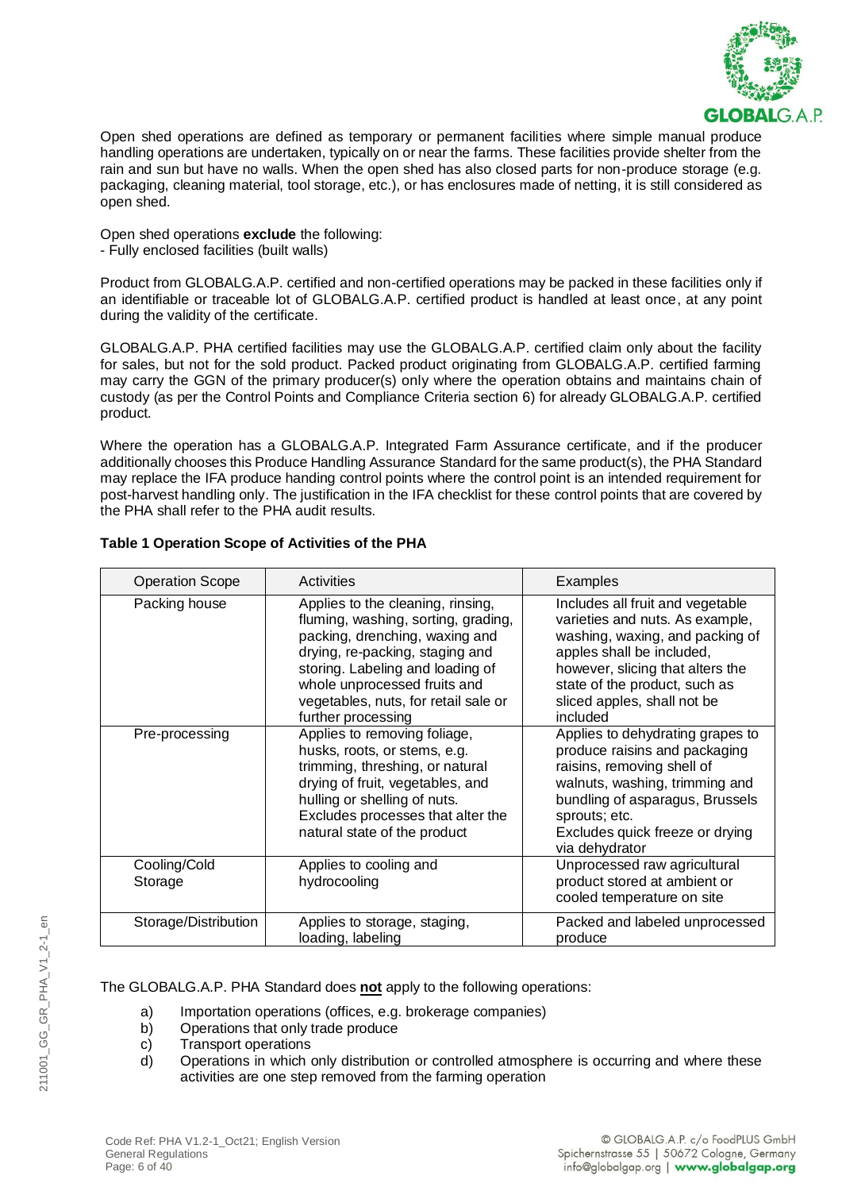Open shed operations are defined as temporary or permanent facilities where simple manual produce handling operations are undertaken, typically on or near the farms. These facilities provide shelter from the rain and sun but have no walls. When the open shed has also closed parts for non-produce storage (e.g. packaging, cleaning material, tool storage, etc.), or has enclosures made of netting, it is still considered as open shed.

Open shed operations **exclude** the following:
- Fully enclosed facilities (built walls)

Product from GLOBALG.A.P. certified and non-certified operations may be packed in these facilities only if an identifiable or traceable lot of GLOBALG.A.P. certified product is handled at least once, at any point during the validity of the certificate.

GLOBALG.A.P. PHA certified facilities may use the GLOBALG.A.P. certified claim only about the facility for sales, but not for the sold product. Packed product originating from GLOBALG.A.P. certified farming may carry the GGN of the primary producer(s) only where the operation obtains and maintains chain of custody (as per the Control Points and Compliance Criteria section 6) for already GLOBALG.A.P. certified product.

Where the operation has a GLOBALG.A.P. Integrated Farm Assurance certificate, and if the producer additionally chooses this Produce Handling Assurance Standard for the same product(s), the PHA Standard may replace the IFA produce handing control points where the control point is an intended requirement for post-harvest handling only. The justification in the IFA checklist for these control points that are covered by the PHA shall refer to the PHA audit results.

**Table 1 Operation Scope of Activities of the PHA**

| Operation Scope | Activities | Examples |
|---|---|---|
| Packing house | Applies to the cleaning, rinsing, fluming, washing, sorting, grading, packing, drenching, waxing and drying, re-packing, staging and storing. Labeling and loading of whole unprocessed fruits and vegetables, nuts, for retail sale or further processing | Includes all fruit and vegetable varieties and nuts. As example, washing, waxing, and packing of apples shall be included, however, slicing that alters the state of the product, such as sliced apples, shall not be included |
| Pre-processing | Applies to removing foliage, husks, roots, or stems, e.g. trimming, threshing, or natural drying of fruit, vegetables, and hulling or shelling of nuts. Excludes processes that alter the natural state of the product | Applies to dehydrating grapes to produce raisins and packaging raisins, removing shell of walnuts, washing, trimming and bundling of asparagus, Brussels sprouts; etc. Excludes quick freeze or drying via dehydrator |
| Cooling/Cold Storage | Applies to cooling and hydrocooling | Unprocessed raw agricultural product stored at ambient or cooled temperature on site |
| Storage/Distribution | Applies to storage, staging, loading, labeling | Packed and labeled unprocessed produce |

The GLOBALG.A.P. PHA Standard does **not** apply to the following operations:

a) Importation operations (offices, e.g. brokerage companies)
b) Operations that only trade produce
c) Transport operations
d) Operations in which only distribution or controlled atmosphere is occurring and where these activities are one step removed from the farming operation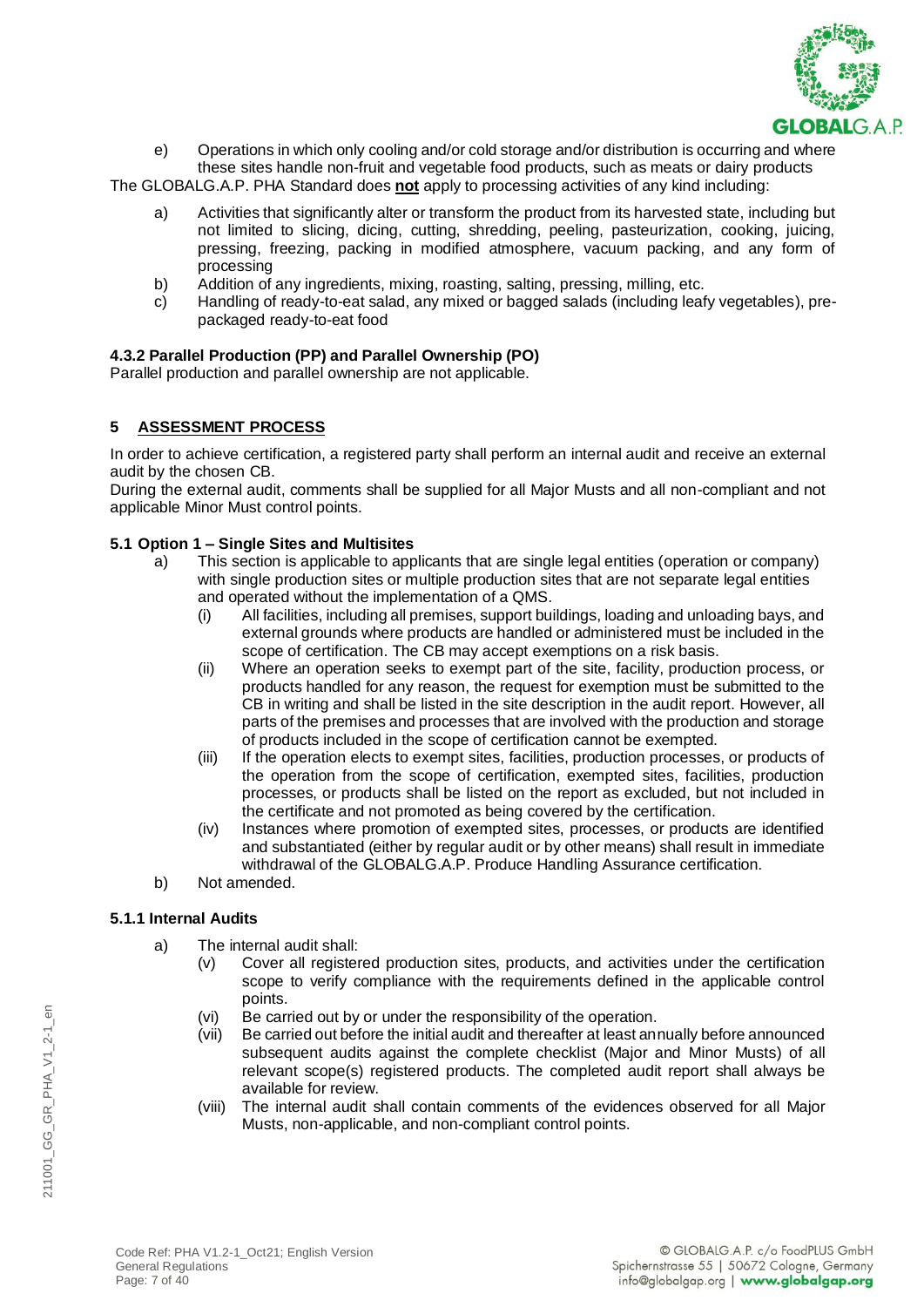e) Operations in which only cooling and/or cold storage and/or distribution is occurring and where these sites handle non-fruit and vegetable food products, such as meats or dairy products

The GLOBALG.A.P. PHA Standard does **not** apply to processing activities of any kind including:

a) Activities that significantly alter or transform the product from its harvested state, including but not limited to slicing, dicing, cutting, shredding, peeling, pasteurization, cooking, juicing, pressing, freezing, packing in modified atmosphere, vacuum packing, and any form of processing
b) Addition of any ingredients, mixing, roasting, salting, pressing, milling, etc.
c) Handling of ready-to-eat salad, any mixed or bagged salads (including leafy vegetables), pre-packaged ready-to-eat food

#### 4.3.2 Parallel Production (PP) and Parallel Ownership (PO)

Parallel production and parallel ownership are not applicable.

## 5 ASSESSMENT PROCESS

In order to achieve certification, a registered party shall perform an internal audit and receive an external audit by the chosen CB.

During the external audit, comments shall be supplied for all Major Musts and all non-compliant and not applicable Minor Must control points.

### 5.1 Option 1 – Single Sites and Multisites

a) This section is applicable to applicants that are single legal entities (operation or company) with single production sites or multiple production sites that are not separate legal entities and operated without the implementation of a QMS.
   (i) All facilities, including all premises, support buildings, loading and unloading bays, and external grounds where products are handled or administered must be included in the scope of certification. The CB may accept exemptions on a risk basis.
   (ii) Where an operation seeks to exempt part of the site, facility, production process, or products handled for any reason, the request for exemption must be submitted to the CB in writing and shall be listed in the site description in the audit report. However, all parts of the premises and processes that are involved with the production and storage of products included in the scope of certification cannot be exempted.
   (iii) If the operation elects to exempt sites, facilities, production processes, or products of the operation from the scope of certification, exempted sites, facilities, production processes, or products shall be listed on the report as excluded, but not included in the certificate and not promoted as being covered by the certification.
   (iv) Instances where promotion of exempted sites, processes, or products are identified and substantiated (either by regular audit or by other means) shall result in immediate withdrawal of the GLOBALG.A.P. Produce Handling Assurance certification.
b) Not amended.

#### 5.1.1 Internal Audits

a) The internal audit shall:
   (v) Cover all registered production sites, products, and activities under the certification scope to verify compliance with the requirements defined in the applicable control points.
   (vi) Be carried out by or under the responsibility of the operation.
   (vii) Be carried out before the initial audit and thereafter at least annually before announced subsequent audits against the complete checklist (Major and Minor Musts) of all relevant scope(s) registered products. The completed audit report shall always be available for review.
   (viii) The internal audit shall contain comments of the evidences observed for all Major Musts, non-applicable, and non-compliant control points.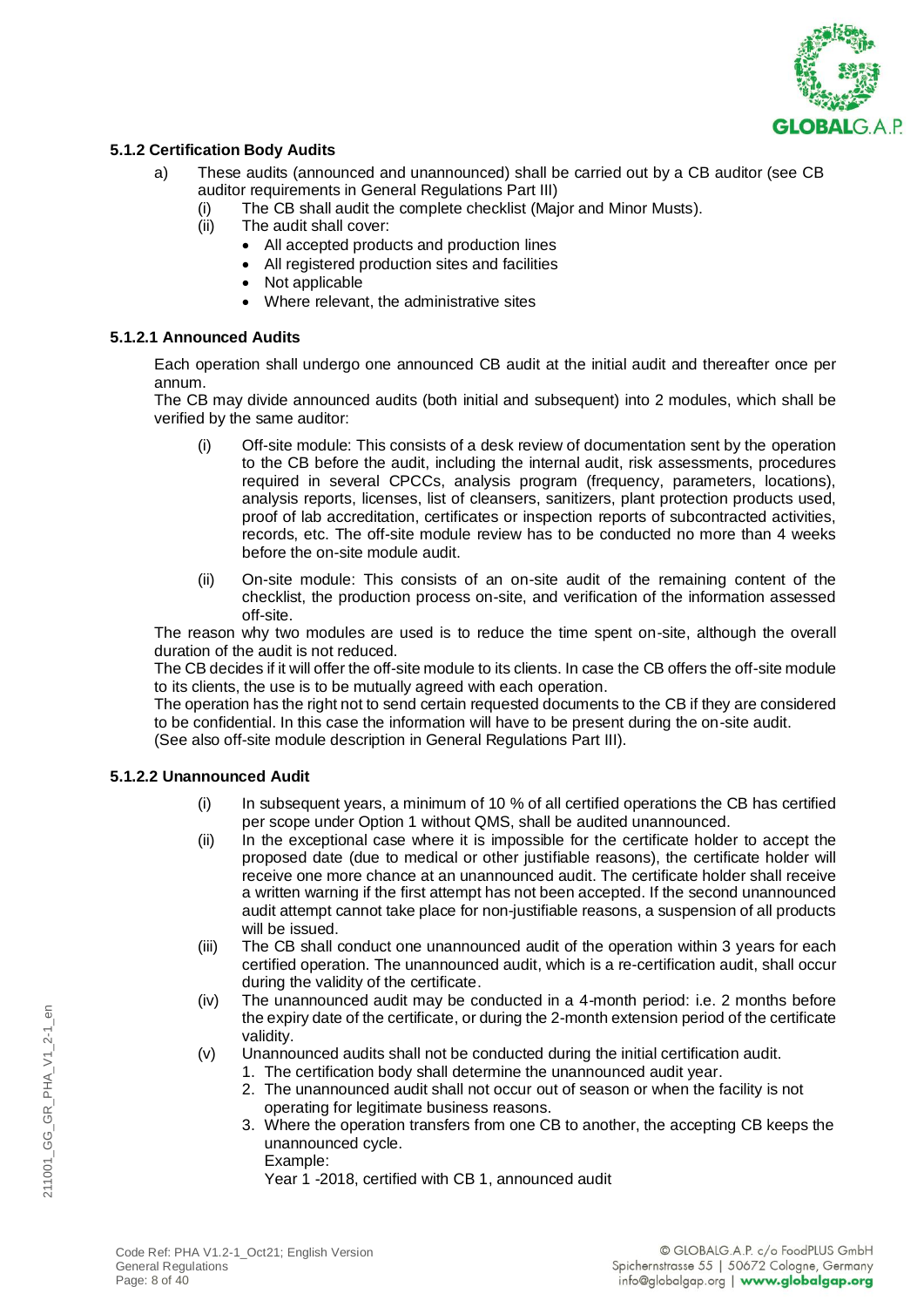### 5.1.2 Certification Body Audits

a) These audits (announced and unannounced) shall be carried out by a CB auditor (see CB auditor requirements in General Regulations Part III)

   (i) The CB shall audit the complete checklist (Major and Minor Musts).

   (ii) The audit shall cover:

   - All accepted products and production lines
   - All registered production sites and facilities
   - Not applicable
   - Where relevant, the administrative sites

#### 5.1.2.1 Announced Audits

Each operation shall undergo one announced CB audit at the initial audit and thereafter once per annum.

The CB may divide announced audits (both initial and subsequent) into 2 modules, which shall be verified by the same auditor:

(i) Off-site module: This consists of a desk review of documentation sent by the operation to the CB before the audit, including the internal audit, risk assessments, procedures required in several CPCCs, analysis program (frequency, parameters, locations), analysis reports, licenses, list of cleansers, sanitizers, plant protection products used, proof of lab accreditation, certificates or inspection reports of subcontracted activities, records, etc. The off-site module review has to be conducted no more than 4 weeks before the on-site module audit.

(ii) On-site module: This consists of an on-site audit of the remaining content of the checklist, the production process on-site, and verification of the information assessed off-site.

The reason why two modules are used is to reduce the time spent on-site, although the overall duration of the audit is not reduced.

The CB decides if it will offer the off-site module to its clients. In case the CB offers the off-site module to its clients, the use is to be mutually agreed with each operation.

The operation has the right not to send certain requested documents to the CB if they are considered to be confidential. In this case the information will have to be present during the on-site audit.

(See also off-site module description in General Regulations Part III).

#### 5.1.2.2 Unannounced Audit

(i) In subsequent years, a minimum of 10 % of all certified operations the CB has certified per scope under Option 1 without QMS, shall be audited unannounced.

(ii) In the exceptional case where it is impossible for the certificate holder to accept the proposed date (due to medical or other justifiable reasons), the certificate holder will receive one more chance at an unannounced audit. The certificate holder shall receive a written warning if the first attempt has not been accepted. If the second unannounced audit attempt cannot take place for non-justifiable reasons, a suspension of all products will be issued.

(iii) The CB shall conduct one unannounced audit of the operation within 3 years for each certified operation. The unannounced audit, which is a re-certification audit, shall occur during the validity of the certificate.

(iv) The unannounced audit may be conducted in a 4-month period: i.e. 2 months before the expiry date of the certificate, or during the 2-month extension period of the certificate validity.

(v) Unannounced audits shall not be conducted during the initial certification audit.

   1. The certification body shall determine the unannounced audit year.
   2. The unannounced audit shall not occur out of season or when the facility is not operating for legitimate business reasons.
   3. Where the operation transfers from one CB to another, the accepting CB keeps the unannounced cycle.

      Example:

      Year 1 -2018, certified with CB 1, announced audit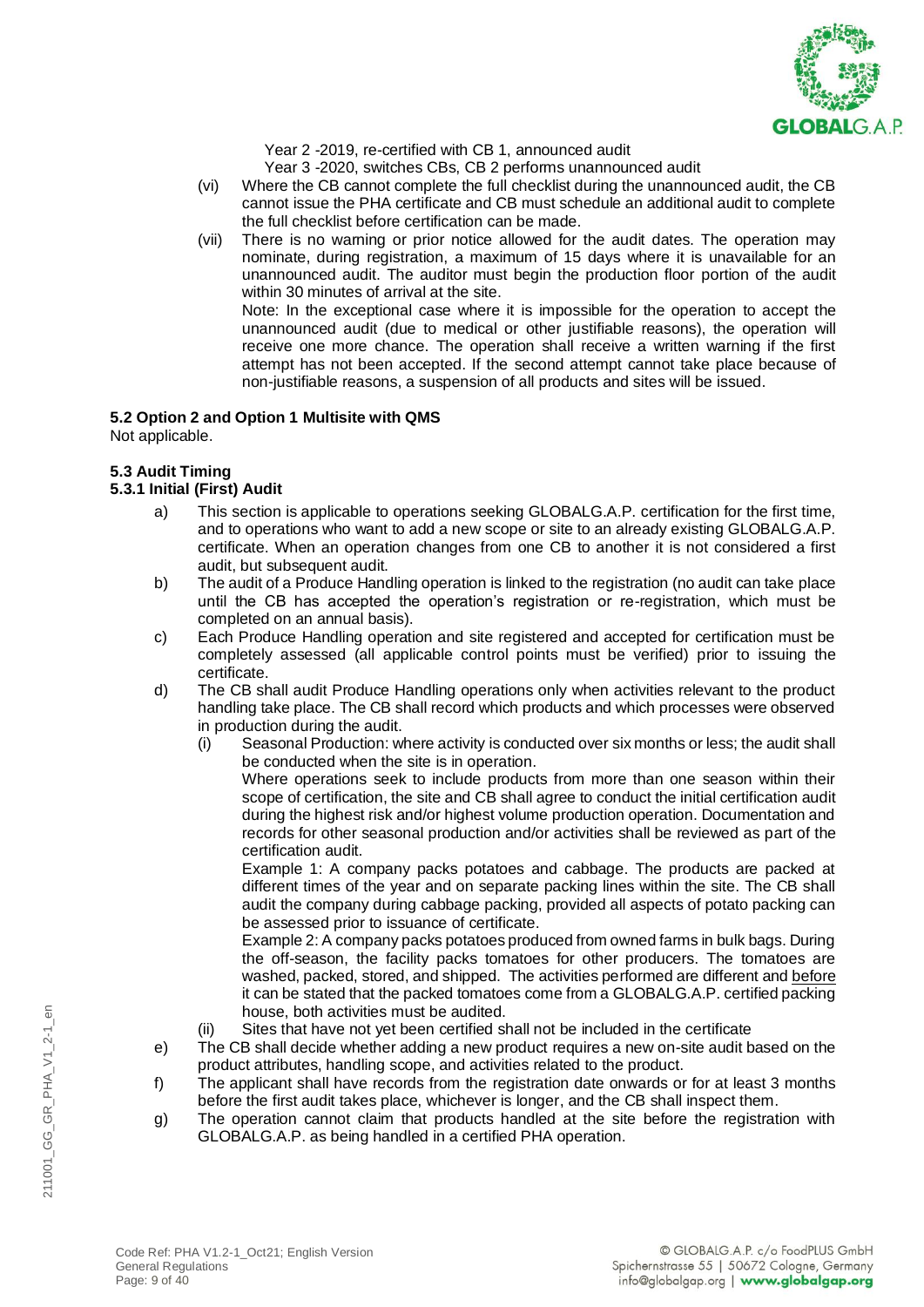Year 2 -2019, re-certified with CB 1, announced audit
Year 3 -2020, switches CBs, CB 2 performs unannounced audit

(vi) Where the CB cannot complete the full checklist during the unannounced audit, the CB cannot issue the PHA certificate and CB must schedule an additional audit to complete the full checklist before certification can be made.

(vii) There is no warning or prior notice allowed for the audit dates. The operation may nominate, during registration, a maximum of 15 days where it is unavailable for an unannounced audit. The auditor must begin the production floor portion of the audit within 30 minutes of arrival at the site.
Note: In the exceptional case where it is impossible for the operation to accept the unannounced audit (due to medical or other justifiable reasons), the operation will receive one more chance. The operation shall receive a written warning if the first attempt has not been accepted. If the second attempt cannot take place because of non-justifiable reasons, a suspension of all products and sites will be issued.

### 5.2 Option 2 and Option 1 Multisite with QMS

Not applicable.

### 5.3 Audit Timing

#### 5.3.1 Initial (First) Audit

a) This section is applicable to operations seeking GLOBALG.A.P. certification for the first time, and to operations who want to add a new scope or site to an already existing GLOBALG.A.P. certificate. When an operation changes from one CB to another it is not considered a first audit, but subsequent audit.

b) The audit of a Produce Handling operation is linked to the registration (no audit can take place until the CB has accepted the operation's registration or re-registration, which must be completed on an annual basis).

c) Each Produce Handling operation and site registered and accepted for certification must be completely assessed (all applicable control points must be verified) prior to issuing the certificate.

d) The CB shall audit Produce Handling operations only when activities relevant to the product handling take place. The CB shall record which products and which processes were observed in production during the audit.

(i) Seasonal Production: where activity is conducted over six months or less; the audit shall be conducted when the site is in operation.
Where operations seek to include products from more than one season within their scope of certification, the site and CB shall agree to conduct the initial certification audit during the highest risk and/or highest volume production operation. Documentation and records for other seasonal production and/or activities shall be reviewed as part of the certification audit.
Example 1: A company packs potatoes and cabbage. The products are packed at different times of the year and on separate packing lines within the site. The CB shall audit the company during cabbage packing, provided all aspects of potato packing can be assessed prior to issuance of certificate.
Example 2: A company packs potatoes produced from owned farms in bulk bags. During the off-season, the facility packs tomatoes for other producers. The tomatoes are washed, packed, stored, and shipped. The activities performed are different and before it can be stated that the packed tomatoes come from a GLOBALG.A.P. certified packing house, both activities must be audited.

(ii) Sites that have not yet been certified shall not be included in the certificate

e) The CB shall decide whether adding a new product requires a new on-site audit based on the product attributes, handling scope, and activities related to the product.

f) The applicant shall have records from the registration date onwards or for at least 3 months before the first audit takes place, whichever is longer, and the CB shall inspect them.

g) The operation cannot claim that products handled at the site before the registration with GLOBALG.A.P. as being handled in a certified PHA operation.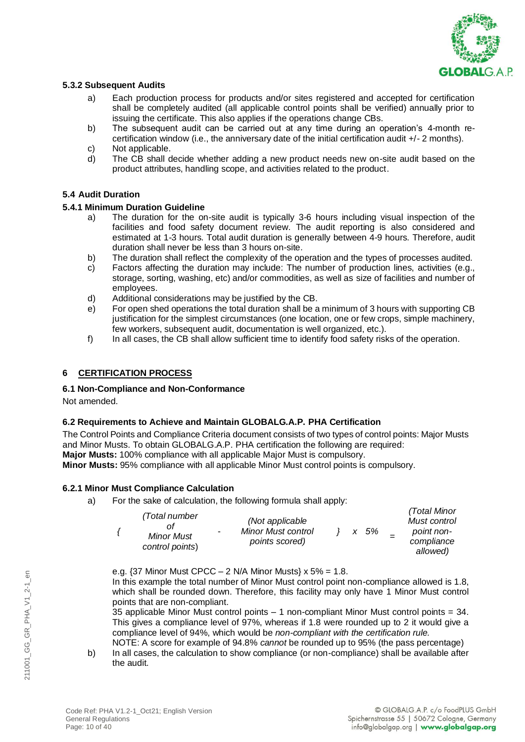#### 5.3.2 Subsequent Audits

a) Each production process for products and/or sites registered and accepted for certification shall be completely audited (all applicable control points shall be verified) annually prior to issuing the certificate. This also applies if the operations change CBs.

b) The subsequent audit can be carried out at any time during an operation's 4-month re-certification window (i.e., the anniversary date of the initial certification audit +/- 2 months).

c) Not applicable.

d) The CB shall decide whether adding a new product needs new on-site audit based on the product attributes, handling scope, and activities related to the product.

### 5.4 Audit Duration

#### 5.4.1 Minimum Duration Guideline

a) The duration for the on-site audit is typically 3-6 hours including visual inspection of the facilities and food safety document review. The audit reporting is also considered and estimated at 1-3 hours. Total audit duration is generally between 4-9 hours. Therefore, audit duration shall never be less than 3 hours on-site.

b) The duration shall reflect the complexity of the operation and the types of processes audited.

c) Factors affecting the duration may include: The number of production lines, activities (e.g., storage, sorting, washing, etc) and/or commodities, as well as size of facilities and number of employees.

d) Additional considerations may be justified by the CB.

e) For open shed operations the total duration shall be a minimum of 3 hours with supporting CB justification for the simplest circumstances (one location, one or few crops, simple machinery, few workers, subsequent audit, documentation is well organized, etc.).

f) In all cases, the CB shall allow sufficient time to identify food safety risks of the operation.

## 6 CERTIFICATION PROCESS

### 6.1 Non-Compliance and Non-Conformance

Not amended.

### 6.2 Requirements to Achieve and Maintain GLOBALG.A.P. PHA Certification

The Control Points and Compliance Criteria document consists of two types of control points: Major Musts and Minor Musts. To obtain GLOBALG.A.P. PHA certification the following are required:

**Major Musts:** 100% compliance with all applicable Major Must is compulsory.

**Minor Musts:** 95% compliance with all applicable Minor Must control points is compulsory.

#### 6.2.1 Minor Must Compliance Calculation

a) For the sake of calculation, the following formula shall apply:

$$\{\textit{(Total number of Minor Must control points)} - \textit{(Not applicable Minor Must control points scored)}\} \times 5\% = \textit{(Total Minor Must control point non-compliance allowed)}$$

e.g. {37 Minor Must CPCC – 2 N/A Minor Musts} x 5% = 1.8.

In this example the total number of Minor Must control point non-compliance allowed is 1.8, which shall be rounded down. Therefore, this facility may only have 1 Minor Must control points that are non-compliant.

35 applicable Minor Must control points – 1 non-compliant Minor Must control points = 34. This gives a compliance level of 97%, whereas if 1.8 were rounded up to 2 it would give a compliance level of 94%, which would be *non-compliant with the certification rule.*

NOTE: A score for example of 94.8% *cannot* be rounded up to 95% (the pass percentage)

b) In all cases, the calculation to show compliance (or non-compliance) shall be available after the audit.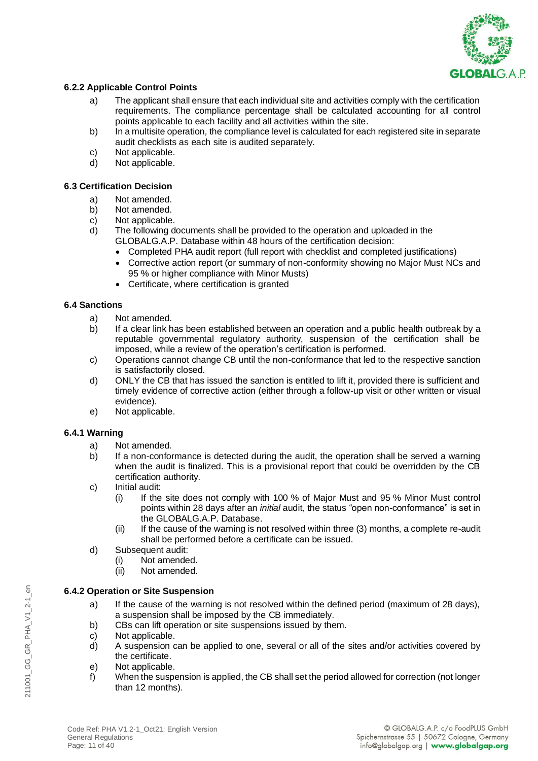### 6.2.2 Applicable Control Points

a) The applicant shall ensure that each individual site and activities comply with the certification requirements. The compliance percentage shall be calculated accounting for all control points applicable to each facility and all activities within the site.

b) In a multisite operation, the compliance level is calculated for each registered site in separate audit checklists as each site is audited separately.

c) Not applicable.

d) Not applicable.

### 6.3 Certification Decision

a) Not amended.

b) Not amended.

c) Not applicable.

d) The following documents shall be provided to the operation and uploaded in the GLOBALG.A.P. Database within 48 hours of the certification decision:
   - Completed PHA audit report (full report with checklist and completed justifications)
   - Corrective action report (or summary of non-conformity showing no Major Must NCs and 95 % or higher compliance with Minor Musts)
   - Certificate, where certification is granted

### 6.4 Sanctions

a) Not amended.

b) If a clear link has been established between an operation and a public health outbreak by a reputable governmental regulatory authority, suspension of the certification shall be imposed, while a review of the operation's certification is performed.

c) Operations cannot change CB until the non-conformance that led to the respective sanction is satisfactorily closed.

d) ONLY the CB that has issued the sanction is entitled to lift it, provided there is sufficient and timely evidence of corrective action (either through a follow-up visit or other written or visual evidence).

e) Not applicable.

### 6.4.1 Warning

a) Not amended.

b) If a non-conformance is detected during the audit, the operation shall be served a warning when the audit is finalized. This is a provisional report that could be overridden by the CB certification authority.

c) Initial audit:
   - (i) If the site does not comply with 100 % of Major Must and 95 % Minor Must control points within 28 days after an *initial* audit, the status "open non-conformance" is set in the GLOBALG.A.P. Database.
   - (ii) If the cause of the warning is not resolved within three (3) months, a complete re-audit shall be performed before a certificate can be issued.

d) Subsequent audit:
   - (i) Not amended.
   - (ii) Not amended.

### 6.4.2 Operation or Site Suspension

a) If the cause of the warning is not resolved within the defined period (maximum of 28 days), a suspension shall be imposed by the CB immediately.

b) CBs can lift operation or site suspensions issued by them.

c) Not applicable.

d) A suspension can be applied to one, several or all of the sites and/or activities covered by the certificate.

e) Not applicable.

f) When the suspension is applied, the CB shall set the period allowed for correction (not longer than 12 months).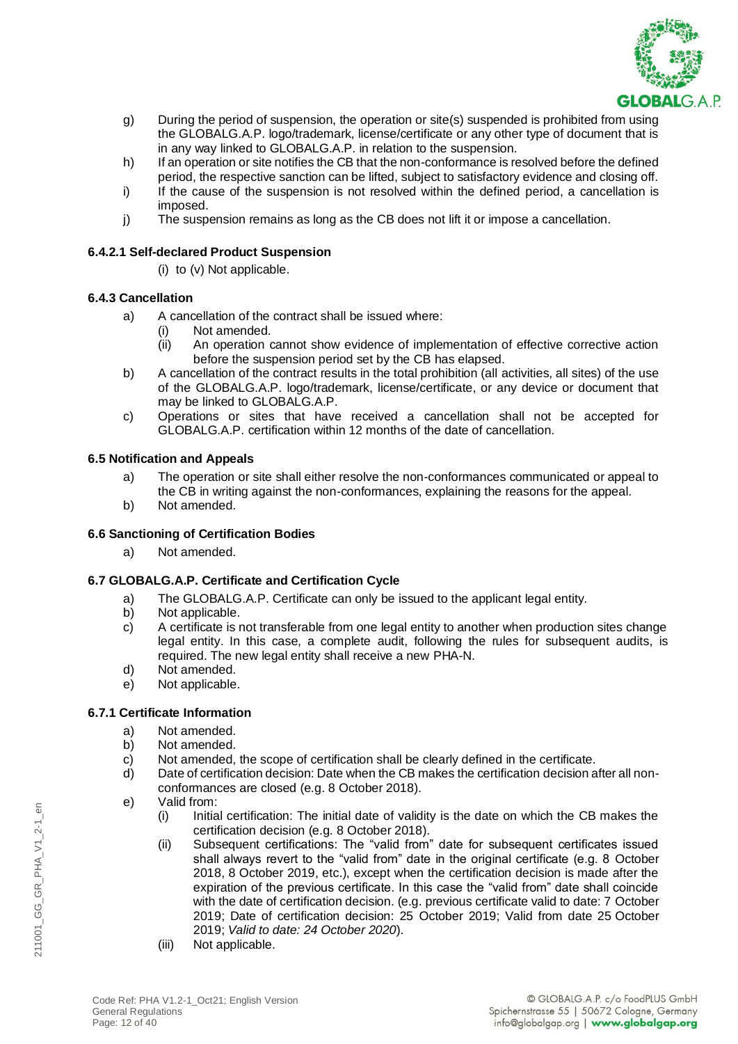g) During the period of suspension, the operation or site(s) suspended is prohibited from using the GLOBALG.A.P. logo/trademark, license/certificate or any other type of document that is in any way linked to GLOBALG.A.P. in relation to the suspension.

h) If an operation or site notifies the CB that the non-conformance is resolved before the defined period, the respective sanction can be lifted, subject to satisfactory evidence and closing off.

i) If the cause of the suspension is not resolved within the defined period, a cancellation is imposed.

j) The suspension remains as long as the CB does not lift it or impose a cancellation.

### 6.4.2.1 Self-declared Product Suspension

(i) to (v) Not applicable.

### 6.4.3 Cancellation

a) A cancellation of the contract shall be issued where:
   (i) Not amended.
   (ii) An operation cannot show evidence of implementation of effective corrective action before the suspension period set by the CB has elapsed.

b) A cancellation of the contract results in the total prohibition (all activities, all sites) of the use of the GLOBALG.A.P. logo/trademark, license/certificate, or any device or document that may be linked to GLOBALG.A.P.

c) Operations or sites that have received a cancellation shall not be accepted for GLOBALG.A.P. certification within 12 months of the date of cancellation.

### 6.5 Notification and Appeals

a) The operation or site shall either resolve the non-conformances communicated or appeal to the CB in writing against the non-conformances, explaining the reasons for the appeal.

b) Not amended.

### 6.6 Sanctioning of Certification Bodies

a) Not amended.

### 6.7 GLOBALG.A.P. Certificate and Certification Cycle

a) The GLOBALG.A.P. Certificate can only be issued to the applicant legal entity.

b) Not applicable.

c) A certificate is not transferable from one legal entity to another when production sites change legal entity. In this case, a complete audit, following the rules for subsequent audits, is required. The new legal entity shall receive a new PHA-N.

d) Not amended.

e) Not applicable.

### 6.7.1 Certificate Information

a) Not amended.

b) Not amended.

c) Not amended, the scope of certification shall be clearly defined in the certificate.

d) Date of certification decision: Date when the CB makes the certification decision after all non-conformances are closed (e.g. 8 October 2018).

e) Valid from:
   (i) Initial certification: The initial date of validity is the date on which the CB makes the certification decision (e.g. 8 October 2018).
   (ii) Subsequent certifications: The "valid from" date for subsequent certificates issued shall always revert to the "valid from" date in the original certificate (e.g. 8 October 2018, 8 October 2019, etc.), except when the certification decision is made after the expiration of the previous certificate. In this case the "valid from" date shall coincide with the date of certification decision. (e.g. previous certificate valid to date: 7 October 2019; Date of certification decision: 25 October 2019; Valid from date 25 October 2019; *Valid to date: 24 October 2020*).
   (iii) Not applicable.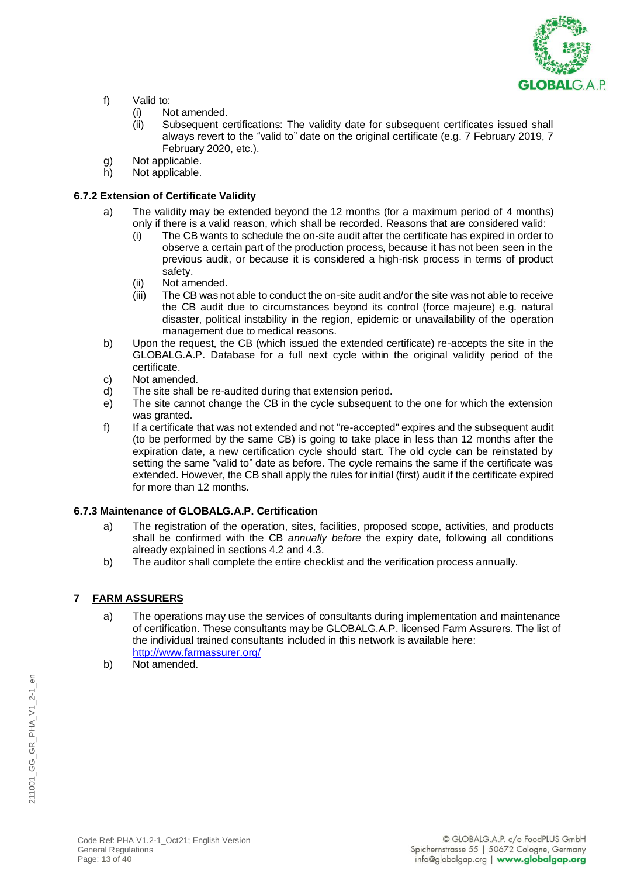f) Valid to:
   (i) Not amended.
   (ii) Subsequent certifications: The validity date for subsequent certificates issued shall always revert to the "valid to" date on the original certificate (e.g. 7 February 2019, 7 February 2020, etc.).

g) Not applicable.

h) Not applicable.

### 6.7.2 Extension of Certificate Validity

a) The validity may be extended beyond the 12 months (for a maximum period of 4 months) only if there is a valid reason, which shall be recorded. Reasons that are considered valid:
   (i) The CB wants to schedule the on-site audit after the certificate has expired in order to observe a certain part of the production process, because it has not been seen in the previous audit, or because it is considered a high-risk process in terms of product safety.
   (ii) Not amended.
   (iii) The CB was not able to conduct the on-site audit and/or the site was not able to receive the CB audit due to circumstances beyond its control (force majeure) e.g. natural disaster, political instability in the region, epidemic or unavailability of the operation management due to medical reasons.

b) Upon the request, the CB (which issued the extended certificate) re-accepts the site in the GLOBALG.A.P. Database for a full next cycle within the original validity period of the certificate.

c) Not amended.

d) The site shall be re-audited during that extension period.

e) The site cannot change the CB in the cycle subsequent to the one for which the extension was granted.

f) If a certificate that was not extended and not "re-accepted" expires and the subsequent audit (to be performed by the same CB) is going to take place in less than 12 months after the expiration date, a new certification cycle should start. The old cycle can be reinstated by setting the same "valid to" date as before. The cycle remains the same if the certificate was extended. However, the CB shall apply the rules for initial (first) audit if the certificate expired for more than 12 months.

### 6.7.3 Maintenance of GLOBALG.A.P. Certification

a) The registration of the operation, sites, facilities, proposed scope, activities, and products shall be confirmed with the CB *annually before* the expiry date, following all conditions already explained in sections 4.2 and 4.3.

b) The auditor shall complete the entire checklist and the verification process annually.

## 7 FARM ASSURERS

a) The operations may use the services of consultants during implementation and maintenance of certification. These consultants may be GLOBALG.A.P. licensed Farm Assurers. The list of the individual trained consultants included in this network is available here: http://www.farmassurer.org/

b) Not amended.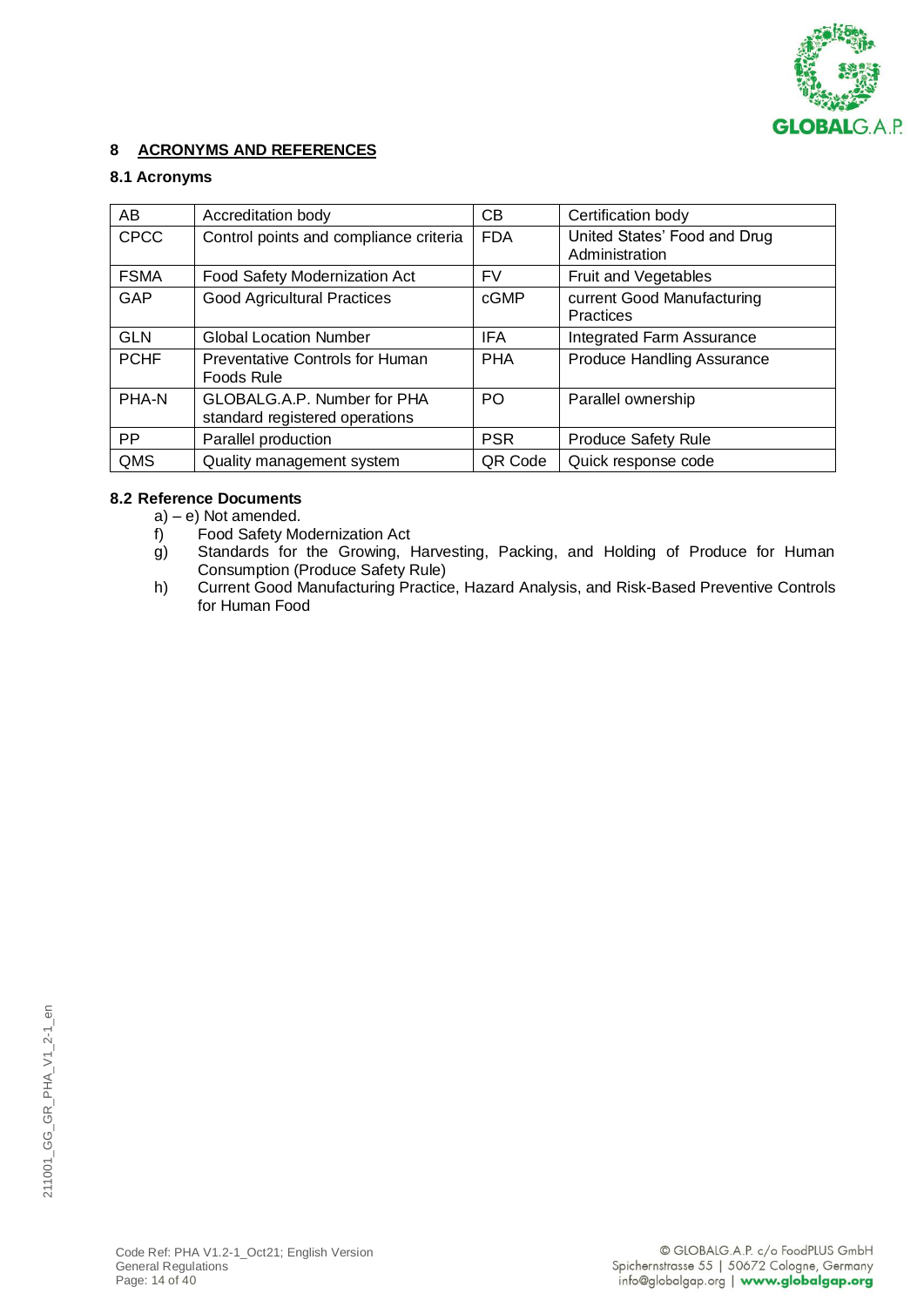## 8 ACRONYMS AND REFERENCES

### 8.1 Acronyms

| | | | |
|---|---|---|---|
| AB | Accreditation body | CB | Certification body |
| CPCC | Control points and compliance criteria | FDA | United States' Food and Drug Administration |
| FSMA | Food Safety Modernization Act | FV | Fruit and Vegetables |
| GAP | Good Agricultural Practices | cGMP | current Good Manufacturing Practices |
| GLN | Global Location Number | IFA | Integrated Farm Assurance |
| PCHF | Preventative Controls for Human Foods Rule | PHA | Produce Handling Assurance |
| PHA-N | GLOBALG.A.P. Number for PHA standard registered operations | PO | Parallel ownership |
| PP | Parallel production | PSR | Produce Safety Rule |
| QMS | Quality management system | QR Code | Quick response code |

### 8.2 Reference Documents

a) – e) Not amended.

f) Food Safety Modernization Act

g) Standards for the Growing, Harvesting, Packing, and Holding of Produce for Human Consumption (Produce Safety Rule)

h) Current Good Manufacturing Practice, Hazard Analysis, and Risk-Based Preventive Controls for Human Food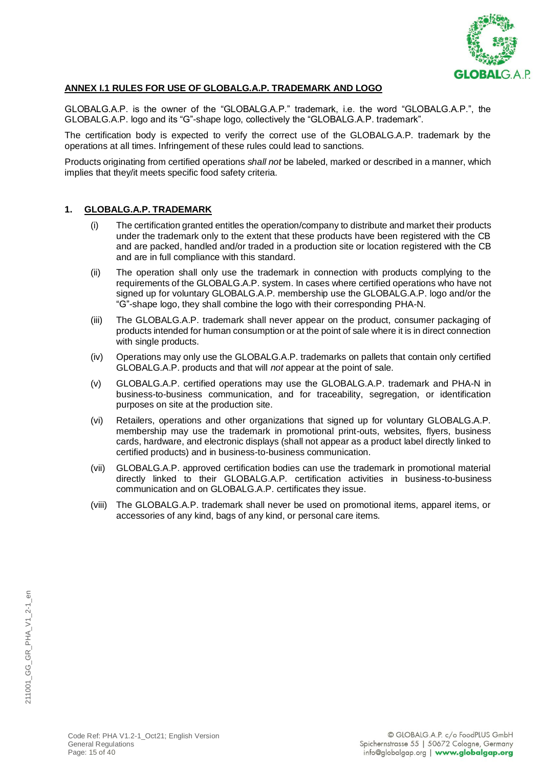## ANNEX I.1 RULES FOR USE OF GLOBALG.A.P. TRADEMARK AND LOGO

GLOBALG.A.P. is the owner of the "GLOBALG.A.P." trademark, i.e. the word "GLOBALG.A.P.", the GLOBALG.A.P. logo and its "G"-shape logo, collectively the "GLOBALG.A.P. trademark".

The certification body is expected to verify the correct use of the GLOBALG.A.P. trademark by the operations at all times. Infringement of these rules could lead to sanctions.

Products originating from certified operations *shall not* be labeled, marked or described in a manner, which implies that they/it meets specific food safety criteria.

### 1. GLOBALG.A.P. TRADEMARK

(i) The certification granted entitles the operation/company to distribute and market their products under the trademark only to the extent that these products have been registered with the CB and are packed, handled and/or traded in a production site or location registered with the CB and are in full compliance with this standard.

(ii) The operation shall only use the trademark in connection with products complying to the requirements of the GLOBALG.A.P. system. In cases where certified operations who have not signed up for voluntary GLOBALG.A.P. membership use the GLOBALG.A.P. logo and/or the "G"-shape logo, they shall combine the logo with their corresponding PHA-N.

(iii) The GLOBALG.A.P. trademark shall never appear on the product, consumer packaging of products intended for human consumption or at the point of sale where it is in direct connection with single products.

(iv) Operations may only use the GLOBALG.A.P. trademarks on pallets that contain only certified GLOBALG.A.P. products and that will *not* appear at the point of sale.

(v) GLOBALG.A.P. certified operations may use the GLOBALG.A.P. trademark and PHA-N in business-to-business communication, and for traceability, segregation, or identification purposes on site at the production site.

(vi) Retailers, operations and other organizations that signed up for voluntary GLOBALG.A.P. membership may use the trademark in promotional print-outs, websites, flyers, business cards, hardware, and electronic displays (shall not appear as a product label directly linked to certified products) and in business-to-business communication.

(vii) GLOBALG.A.P. approved certification bodies can use the trademark in promotional material directly linked to their GLOBALG.A.P. certification activities in business-to-business communication and on GLOBALG.A.P. certificates they issue.

(viii) The GLOBALG.A.P. trademark shall never be used on promotional items, apparel items, or accessories of any kind, bags of any kind, or personal care items.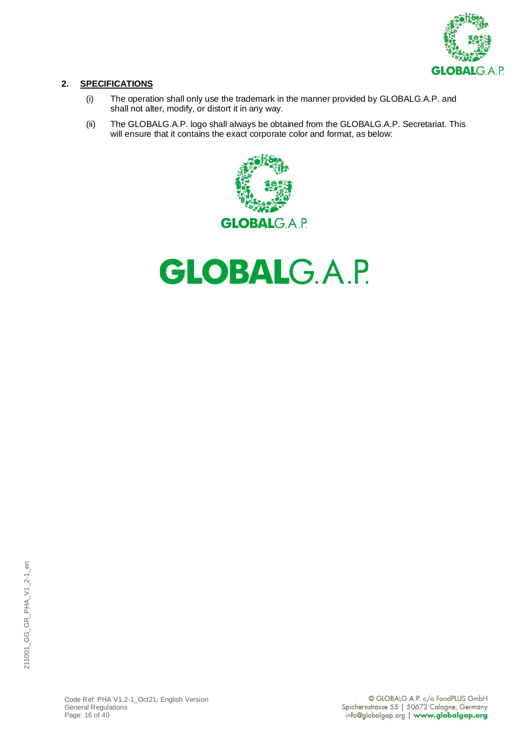## 2. SPECIFICATIONS

(i) The operation shall only use the trademark in the manner provided by GLOBALG.A.P. and shall not alter, modify, or distort it in any way.

(ii) The GLOBALG.A.P. logo shall always be obtained from the GLOBALG.A.P. Secretariat. This will ensure that it contains the exact corporate color and format, as below: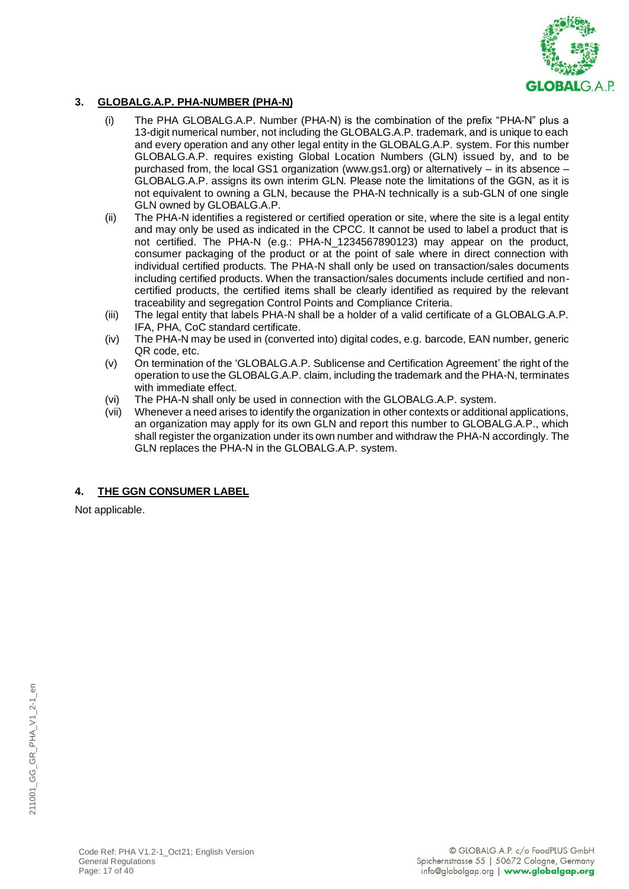## 3. GLOBALG.A.P. PHA-NUMBER (PHA-N)

(i) The PHA GLOBALG.A.P. Number (PHA-N) is the combination of the prefix "PHA-N" plus a 13-digit numerical number, not including the GLOBALG.A.P. trademark, and is unique to each and every operation and any other legal entity in the GLOBALG.A.P. system. For this number GLOBALG.A.P. requires existing Global Location Numbers (GLN) issued by, and to be purchased from, the local GS1 organization (www.gs1.org) or alternatively – in its absence – GLOBALG.A.P. assigns its own interim GLN. Please note the limitations of the GGN, as it is not equivalent to owning a GLN, because the PHA-N technically is a sub-GLN of one single GLN owned by GLOBALG.A.P.

(ii) The PHA-N identifies a registered or certified operation or site, where the site is a legal entity and may only be used as indicated in the CPCC. It cannot be used to label a product that is not certified. The PHA-N (e.g.: PHA-N_1234567890123) may appear on the product, consumer packaging of the product or at the point of sale where in direct connection with individual certified products. The PHA-N shall only be used on transaction/sales documents including certified products. When the transaction/sales documents include certified and non-certified products, the certified items shall be clearly identified as required by the relevant traceability and segregation Control Points and Compliance Criteria.

(iii) The legal entity that labels PHA-N shall be a holder of a valid certificate of a GLOBALG.A.P. IFA, PHA, CoC standard certificate.

(iv) The PHA-N may be used in (converted into) digital codes, e.g. barcode, EAN number, generic QR code, etc.

(v) On termination of the 'GLOBALG.A.P. Sublicense and Certification Agreement' the right of the operation to use the GLOBALG.A.P. claim, including the trademark and the PHA-N, terminates with immediate effect.

(vi) The PHA-N shall only be used in connection with the GLOBALG.A.P. system.

(vii) Whenever a need arises to identify the organization in other contexts or additional applications, an organization may apply for its own GLN and report this number to GLOBALG.A.P., which shall register the organization under its own number and withdraw the PHA-N accordingly. The GLN replaces the PHA-N in the GLOBALG.A.P. system.

## 4. THE GGN CONSUMER LABEL

Not applicable.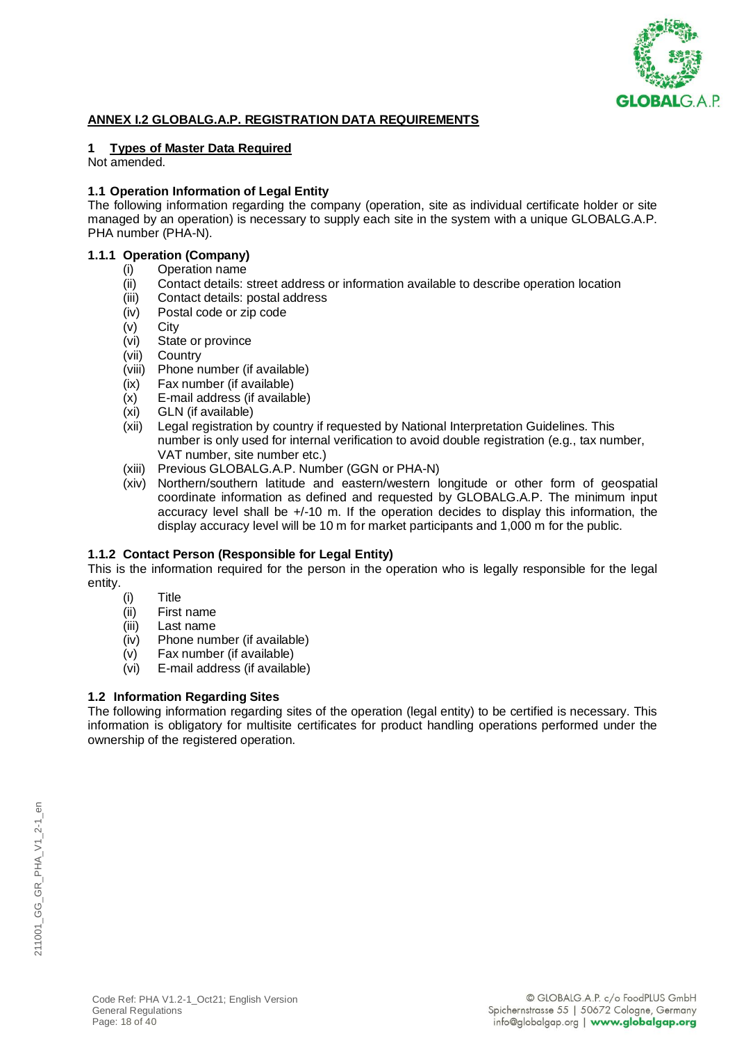## ANNEX I.2 GLOBALG.A.P. REGISTRATION DATA REQUIREMENTS

### 1 Types of Master Data Required

Not amended.

### 1.1 Operation Information of Legal Entity

The following information regarding the company (operation, site as individual certificate holder or site managed by an operation) is necessary to supply each site in the system with a unique GLOBALG.A.P. PHA number (PHA-N).

#### 1.1.1 Operation (Company)

- (i) Operation name
- (ii) Contact details: street address or information available to describe operation location
- (iii) Contact details: postal address
- (iv) Postal code or zip code
- (v) City
- (vi) State or province
- (vii) Country
- (viii) Phone number (if available)
- (ix) Fax number (if available)
- (x) E-mail address (if available)
- (xi) GLN (if available)
- (xii) Legal registration by country if requested by National Interpretation Guidelines. This number is only used for internal verification to avoid double registration (e.g., tax number, VAT number, site number etc.)
- (xiii) Previous GLOBALG.A.P. Number (GGN or PHA-N)
- (xiv) Northern/southern latitude and eastern/western longitude or other form of geospatial coordinate information as defined and requested by GLOBALG.A.P. The minimum input accuracy level shall be +/-10 m. If the operation decides to display this information, the display accuracy level will be 10 m for market participants and 1,000 m for the public.

#### 1.1.2 Contact Person (Responsible for Legal Entity)

This is the information required for the person in the operation who is legally responsible for the legal entity.

- (i) Title
- (ii) First name
- (iii) Last name
- (iv) Phone number (if available)
- (v) Fax number (if available)
- (vi) E-mail address (if available)

### 1.2 Information Regarding Sites

The following information regarding sites of the operation (legal entity) to be certified is necessary. This information is obligatory for multisite certificates for product handling operations performed under the ownership of the registered operation.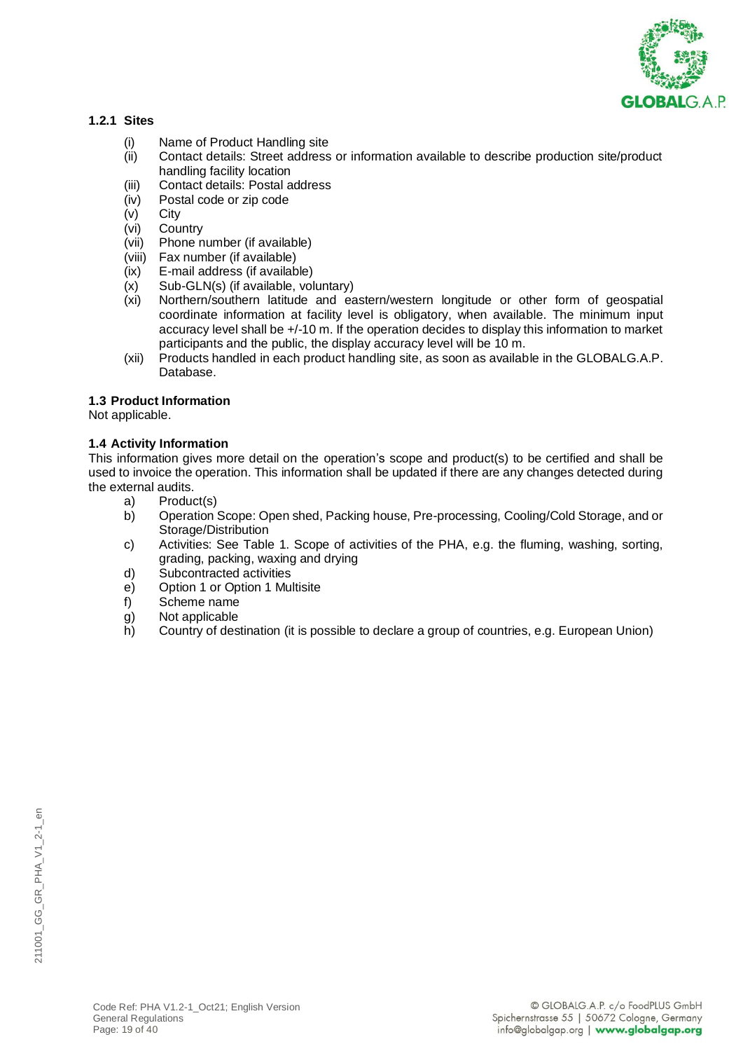#### 1.2.1 Sites

(i) Name of Product Handling site
(ii) Contact details: Street address or information available to describe production site/product handling facility location
(iii) Contact details: Postal address
(iv) Postal code or zip code
(v) City
(vi) Country
(vii) Phone number (if available)
(viii) Fax number (if available)
(ix) E-mail address (if available)
(x) Sub-GLN(s) (if available, voluntary)
(xi) Northern/southern latitude and eastern/western longitude or other form of geospatial coordinate information at facility level is obligatory, when available. The minimum input accuracy level shall be +/-10 m. If the operation decides to display this information to market participants and the public, the display accuracy level will be 10 m.
(xii) Products handled in each product handling site, as soon as available in the GLOBALG.A.P. Database.

### 1.3 Product Information

Not applicable.

### 1.4 Activity Information

This information gives more detail on the operation's scope and product(s) to be certified and shall be used to invoice the operation. This information shall be updated if there are any changes detected during the external audits.

a) Product(s)
b) Operation Scope: Open shed, Packing house, Pre-processing, Cooling/Cold Storage, and or Storage/Distribution
c) Activities: See Table 1. Scope of activities of the PHA, e.g. the fluming, washing, sorting, grading, packing, waxing and drying
d) Subcontracted activities
e) Option 1 or Option 1 Multisite
f) Scheme name
g) Not applicable
h) Country of destination (it is possible to declare a group of countries, e.g. European Union)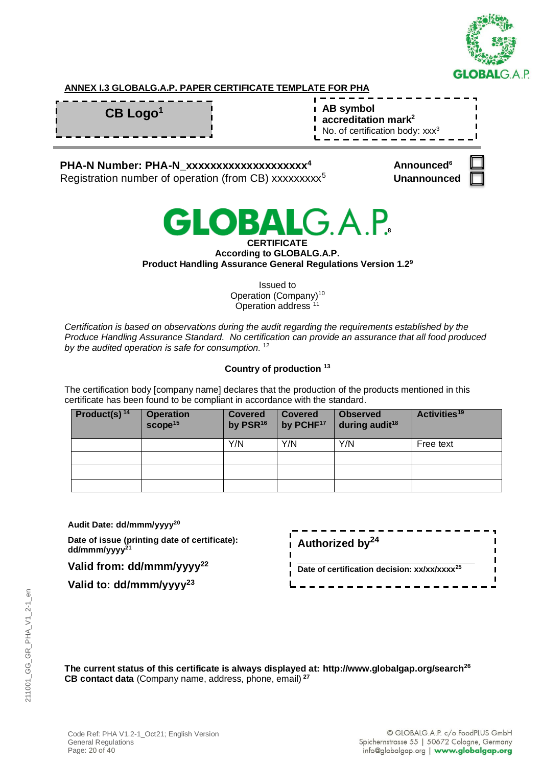**ANNEX I.3 GLOBALG.A.P. PAPER CERTIFICATE TEMPLATE FOR PHA**

**CB Logo**[1]

**AB symbol**
**accreditation mark**[2]
No. of certification body: xxx[3]

**PHA-N Number: PHA-N_xxxxxxxxxxxxxxxxxxxx**[4]
Registration number of operation (from CB) xxxxxxxxx[5]

**Announced**[6] ☐
**Unannounced** ☐

# GLOBALG.A.P.[8]

**CERTIFICATE**
**According to GLOBALG.A.P.**
**Product Handling Assurance General Regulations Version 1.2**[9]

Issued to
Operation (Company)[10]
Operation address [11]

*Certification is based on observations during the audit regarding the requirements established by the Produce Handling Assurance Standard. No certification can provide an assurance that all food produced by the audited operation is safe for consumption.* [12]

**Country of production** [13]

The certification body [company name] declares that the production of the products mentioned in this certificate has been found to be compliant in accordance with the standard.

| Product(s) [14] | Operation scope[15] | Covered by PSR[16] | Covered by PCHF[17] | Observed during audit[18] | Activities[19] |
|---|---|---|---|---|---|
| | | Y/N | Y/N | Y/N | Free text |
| | | | | | |
| | | | | | |
| | | | | | |

**Audit Date: dd/mmm/yyyy**[20]

**Date of issue (printing date of certificate): dd/mmm/yyyy**[21]

**Valid from: dd/mmm/yyyy**[22]

**Valid to: dd/mmm/yyyy**[23]

**Authorized by**[24]

**Date of certification decision: xx/xx/xxxx**[25]

**The current status of this certificate is always displayed at: http://www.globalgap.org/search**[26]
**CB contact data** (Company name, address, phone, email) [27]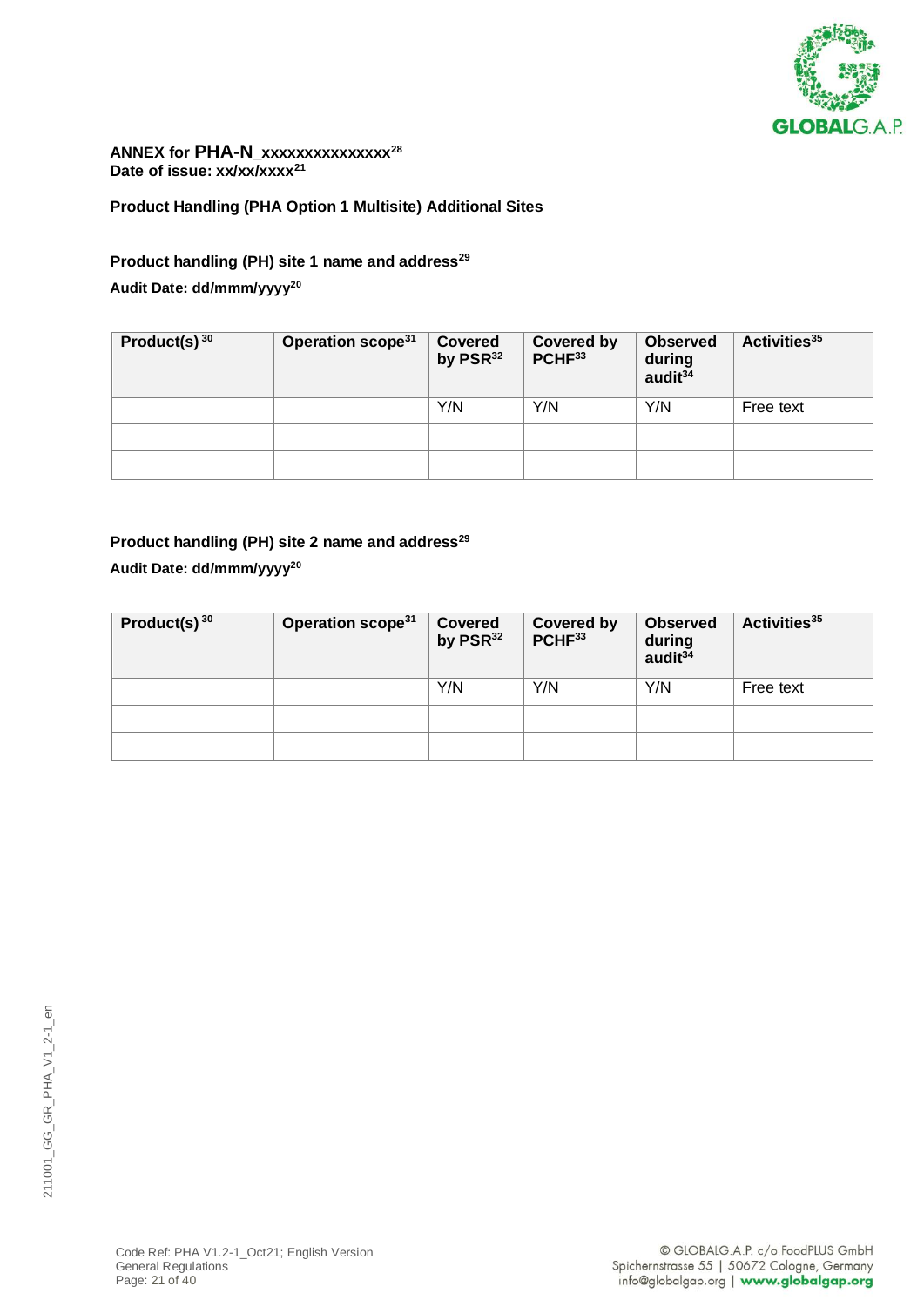**ANNEX for PHA-N_xxxxxxxxxxxxxxx[28]**
**Date of issue: xx/xx/xxxx[21]**

**Product Handling (PHA Option 1 Multisite) Additional Sites**

**Product handling (PH) site 1 name and address[29]**

**Audit Date: dd/mmm/yyyy[20]**

| Product(s) [30] | Operation scope[31] | Covered by PSR[32] | Covered by PCHF[33] | Observed during audit[34] | Activities[35] |
|---|---|---|---|---|---|
| | | Y/N | Y/N | Y/N | Free text |
| | | | | | |
| | | | | | |

**Product handling (PH) site 2 name and address[29]**

**Audit Date: dd/mmm/yyyy[20]**

| Product(s) [30] | Operation scope[31] | Covered by PSR[32] | Covered by PCHF[33] | Observed during audit[34] | Activities[35] |
|---|---|---|---|---|---|
| | | Y/N | Y/N | Y/N | Free text |
| | | | | | |
| | | | | | |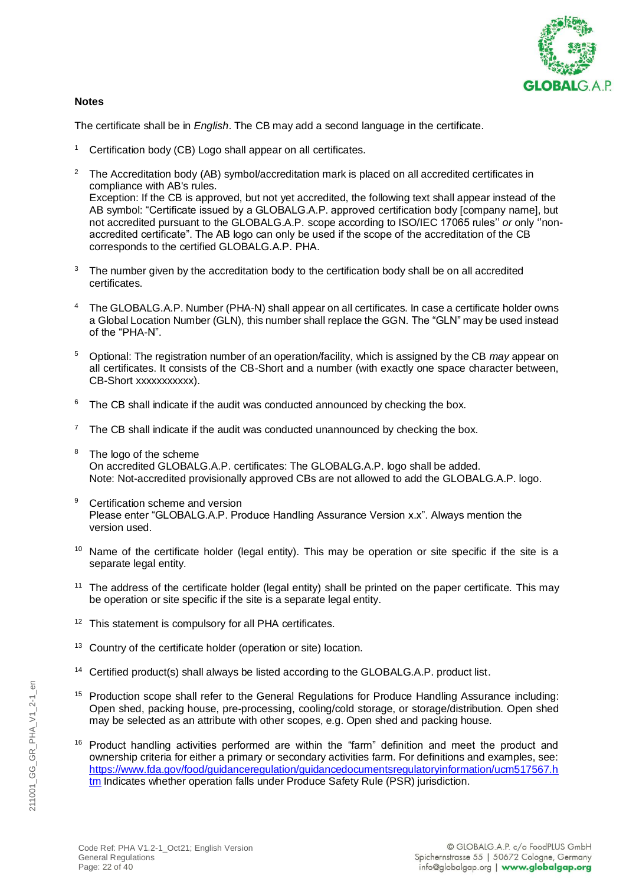**Notes**

The certificate shall be in *English*. The CB may add a second language in the certificate.

[1] Certification body (CB) Logo shall appear on all certificates.

[2] The Accreditation body (AB) symbol/accreditation mark is placed on all accredited certificates in compliance with AB's rules.
Exception: If the CB is approved, but not yet accredited, the following text shall appear instead of the AB symbol: "Certificate issued by a GLOBALG.A.P. approved certification body [company name], but not accredited pursuant to the GLOBALG.A.P. scope according to ISO/IEC 17065 rules'' *or* only ''non-accredited certificate". The AB logo can only be used if the scope of the accreditation of the CB corresponds to the certified GLOBALG.A.P. PHA.

[3] The number given by the accreditation body to the certification body shall be on all accredited certificates.

[4] The GLOBALG.A.P. Number (PHA-N) shall appear on all certificates. In case a certificate holder owns a Global Location Number (GLN), this number shall replace the GGN. The "GLN" may be used instead of the "PHA-N".

[5] Optional: The registration number of an operation/facility, which is assigned by the CB *may* appear on all certificates. It consists of the CB-Short and a number (with exactly one space character between, CB-Short xxxxxxxxxxx).

[6] The CB shall indicate if the audit was conducted announced by checking the box.

[7] The CB shall indicate if the audit was conducted unannounced by checking the box.

[8] The logo of the scheme
On accredited GLOBALG.A.P. certificates: The GLOBALG.A.P. logo shall be added.
Note: Not-accredited provisionally approved CBs are not allowed to add the GLOBALG.A.P. logo.

[9] Certification scheme and version
Please enter "GLOBALG.A.P. Produce Handling Assurance Version x.x". Always mention the version used.

[10] Name of the certificate holder (legal entity). This may be operation or site specific if the site is a separate legal entity.

[11] The address of the certificate holder (legal entity) shall be printed on the paper certificate. This may be operation or site specific if the site is a separate legal entity.

[12] This statement is compulsory for all PHA certificates.

[13] Country of the certificate holder (operation or site) location.

[14] Certified product(s) shall always be listed according to the GLOBALG.A.P. product list.

[15] Production scope shall refer to the General Regulations for Produce Handling Assurance including: Open shed, packing house, pre-processing, cooling/cold storage, or storage/distribution. Open shed may be selected as an attribute with other scopes, e.g. Open shed and packing house.

[16] Product handling activities performed are within the "farm" definition and meet the product and ownership criteria for either a primary or secondary activities farm. For definitions and examples, see: https://www.fda.gov/food/guidanceregulation/guidancedocumentsregulatoryinformation/ucm517567.htm Indicates whether operation falls under Produce Safety Rule (PSR) jurisdiction.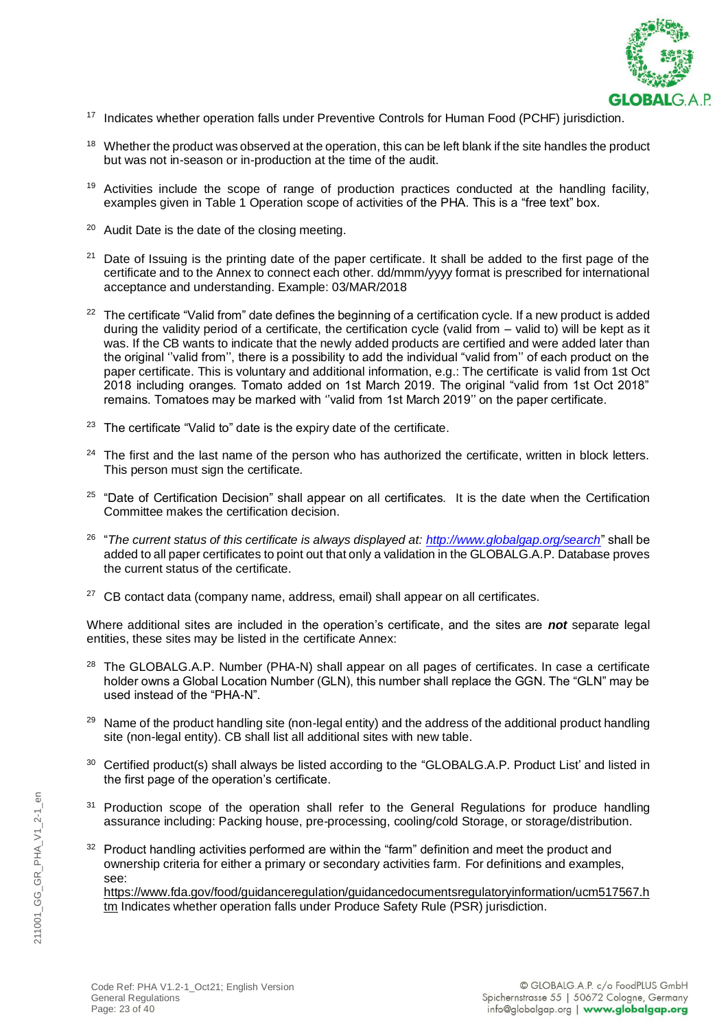[17] Indicates whether operation falls under Preventive Controls for Human Food (PCHF) jurisdiction.

[18] Whether the product was observed at the operation, this can be left blank if the site handles the product but was not in-season or in-production at the time of the audit.

[19] Activities include the scope of range of production practices conducted at the handling facility, examples given in Table 1 Operation scope of activities of the PHA. This is a "free text" box.

[20] Audit Date is the date of the closing meeting.

[21] Date of Issuing is the printing date of the paper certificate. It shall be added to the first page of the certificate and to the Annex to connect each other. dd/mmm/yyyy format is prescribed for international acceptance and understanding. Example: 03/MAR/2018

[22] The certificate "Valid from" date defines the beginning of a certification cycle. If a new product is added during the validity period of a certificate, the certification cycle (valid from – valid to) will be kept as it was. If the CB wants to indicate that the newly added products are certified and were added later than the original ''valid from'', there is a possibility to add the individual "valid from'' of each product on the paper certificate. This is voluntary and additional information, e.g.: The certificate is valid from 1st Oct 2018 including oranges. Tomato added on 1st March 2019. The original "valid from 1st Oct 2018" remains. Tomatoes may be marked with ''valid from 1st March 2019'' on the paper certificate.

[23] The certificate "Valid to" date is the expiry date of the certificate.

[24] The first and the last name of the person who has authorized the certificate, written in block letters. This person must sign the certificate.

[25] "Date of Certification Decision" shall appear on all certificates. It is the date when the Certification Committee makes the certification decision.

[26] "*The current status of this certificate is always displayed at: http://www.globalgap.org/search*" shall be added to all paper certificates to point out that only a validation in the GLOBALG.A.P. Database proves the current status of the certificate.

[27] CB contact data (company name, address, email) shall appear on all certificates.

Where additional sites are included in the operation's certificate, and the sites are ***not*** separate legal entities, these sites may be listed in the certificate Annex:

[28] The GLOBALG.A.P. Number (PHA-N) shall appear on all pages of certificates. In case a certificate holder owns a Global Location Number (GLN), this number shall replace the GGN. The "GLN" may be used instead of the "PHA-N".

[29] Name of the product handling site (non-legal entity) and the address of the additional product handling site (non-legal entity). CB shall list all additional sites with new table.

[30] Certified product(s) shall always be listed according to the "GLOBALG.A.P. Product List' and listed in the first page of the operation's certificate.

[31] Production scope of the operation shall refer to the General Regulations for produce handling assurance including: Packing house, pre-processing, cooling/cold Storage, or storage/distribution.

[32] Product handling activities performed are within the "farm" definition and meet the product and ownership criteria for either a primary or secondary activities farm. For definitions and examples, see: https://www.fda.gov/food/guidanceregulation/guidancedocumentsregulatoryinformation/ucm517567.htm Indicates whether operation falls under Produce Safety Rule (PSR) jurisdiction.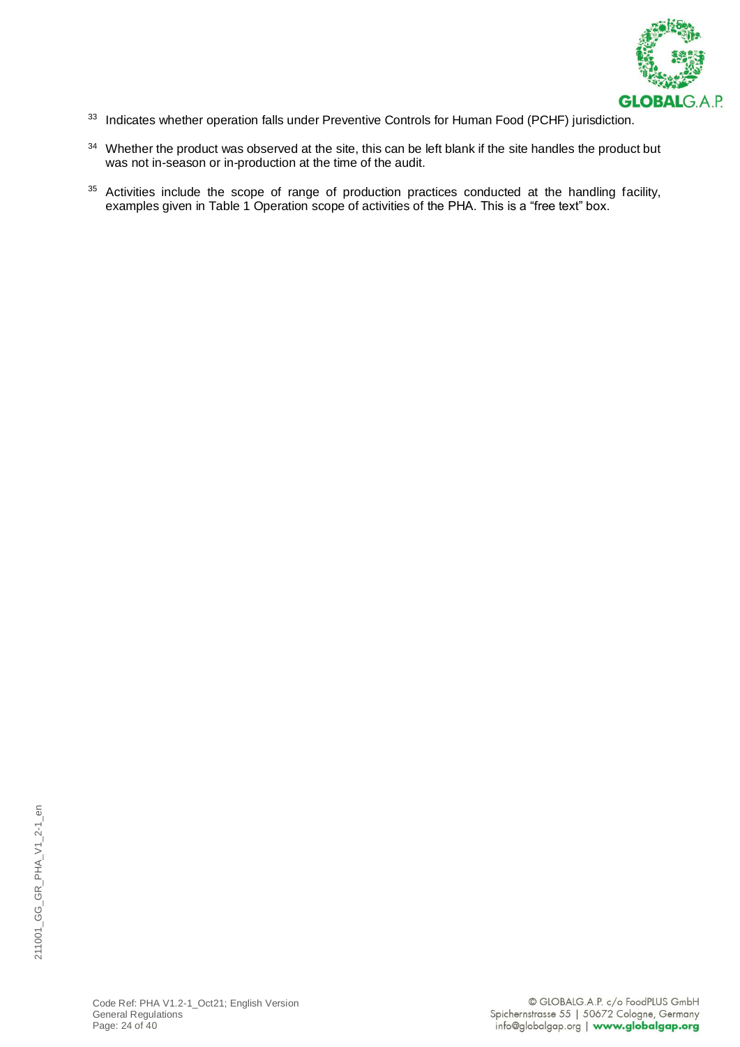[33] Indicates whether operation falls under Preventive Controls for Human Food (PCHF) jurisdiction.

[34] Whether the product was observed at the site, this can be left blank if the site handles the product but was not in-season or in-production at the time of the audit.

[35] Activities include the scope of range of production practices conducted at the handling facility, examples given in Table 1 Operation scope of activities of the PHA. This is a "free text" box.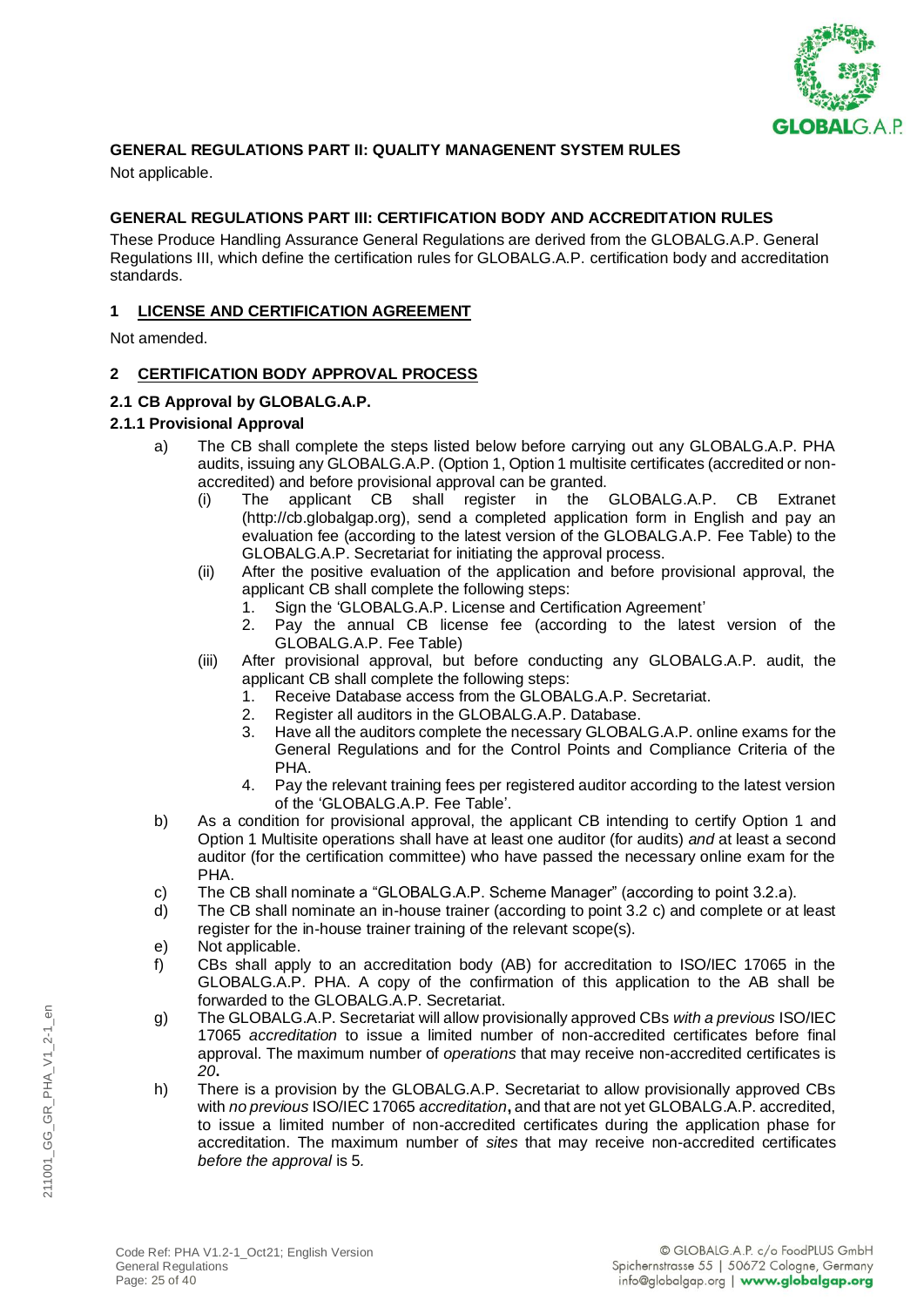**GENERAL REGULATIONS PART II: QUALITY MANAGENENT SYSTEM RULES**

Not applicable.

**GENERAL REGULATIONS PART III: CERTIFICATION BODY AND ACCREDITATION RULES**

These Produce Handling Assurance General Regulations are derived from the GLOBALG.A.P. General Regulations III, which define the certification rules for GLOBALG.A.P. certification body and accreditation standards.

## 1 LICENSE AND CERTIFICATION AGREEMENT

Not amended.

## 2 CERTIFICATION BODY APPROVAL PROCESS

### 2.1 CB Approval by GLOBALG.A.P.

#### 2.1.1 Provisional Approval

a) The CB shall complete the steps listed below before carrying out any GLOBALG.A.P. PHA audits, issuing any GLOBALG.A.P. (Option 1, Option 1 multisite certificates (accredited or non-accredited) and before provisional approval can be granted.
   (i) The applicant CB shall register in the GLOBALG.A.P. CB Extranet (http://cb.globalgap.org), send a completed application form in English and pay an evaluation fee (according to the latest version of the GLOBALG.A.P. Fee Table) to the GLOBALG.A.P. Secretariat for initiating the approval process.
   (ii) After the positive evaluation of the application and before provisional approval, the applicant CB shall complete the following steps:
      1. Sign the 'GLOBALG.A.P. License and Certification Agreement'
      2. Pay the annual CB license fee (according to the latest version of the GLOBALG.A.P. Fee Table)
   (iii) After provisional approval, but before conducting any GLOBALG.A.P. audit, the applicant CB shall complete the following steps:
      1. Receive Database access from the GLOBALG.A.P. Secretariat.
      2. Register all auditors in the GLOBALG.A.P. Database.
      3. Have all the auditors complete the necessary GLOBALG.A.P. online exams for the General Regulations and for the Control Points and Compliance Criteria of the PHA.
      4. Pay the relevant training fees per registered auditor according to the latest version of the 'GLOBALG.A.P. Fee Table'.

b) As a condition for provisional approval, the applicant CB intending to certify Option 1 and Option 1 Multisite operations shall have at least one auditor (for audits) *and* at least a second auditor (for the certification committee) who have passed the necessary online exam for the PHA.

c) The CB shall nominate a "GLOBALG.A.P. Scheme Manager" (according to point 3.2.a).

d) The CB shall nominate an in-house trainer (according to point 3.2 c) and complete or at least register for the in-house trainer training of the relevant scope(s).

e) Not applicable.

f) CBs shall apply to an accreditation body (AB) for accreditation to ISO/IEC 17065 in the GLOBALG.A.P. PHA. A copy of the confirmation of this application to the AB shall be forwarded to the GLOBALG.A.P. Secretariat.

g) The GLOBALG.A.P. Secretariat will allow provisionally approved CBs *with a previous* ISO/IEC 17065 *accreditation* to issue a limited number of non-accredited certificates before final approval. The maximum number of *operations* that may receive non-accredited certificates is *20***.**

h) There is a provision by the GLOBALG.A.P. Secretariat to allow provisionally approved CBs with *no previous* ISO/IEC 17065 *accreditation***,** and that are not yet GLOBALG.A.P. accredited, to issue a limited number of non-accredited certificates during the application phase for accreditation. The maximum number of *sites* that may receive non-accredited certificates *before the approval* is 5.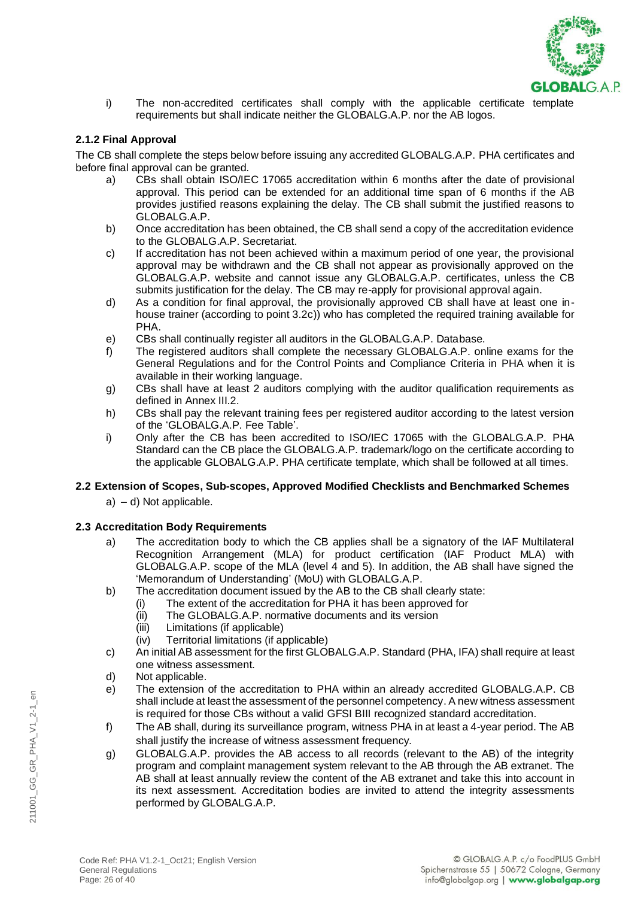i) The non-accredited certificates shall comply with the applicable certificate template requirements but shall indicate neither the GLOBALG.A.P. nor the AB logos.

### 2.1.2 Final Approval

The CB shall complete the steps below before issuing any accredited GLOBALG.A.P. PHA certificates and before final approval can be granted.

a) CBs shall obtain ISO/IEC 17065 accreditation within 6 months after the date of provisional approval. This period can be extended for an additional time span of 6 months if the AB provides justified reasons explaining the delay. The CB shall submit the justified reasons to GLOBALG.A.P.

b) Once accreditation has been obtained, the CB shall send a copy of the accreditation evidence to the GLOBALG.A.P. Secretariat.

c) If accreditation has not been achieved within a maximum period of one year, the provisional approval may be withdrawn and the CB shall not appear as provisionally approved on the GLOBALG.A.P. website and cannot issue any GLOBALG.A.P. certificates, unless the CB submits justification for the delay. The CB may re-apply for provisional approval again.

d) As a condition for final approval, the provisionally approved CB shall have at least one in-house trainer (according to point 3.2c)) who has completed the required training available for PHA.

e) CBs shall continually register all auditors in the GLOBALG.A.P. Database.

f) The registered auditors shall complete the necessary GLOBALG.A.P. online exams for the General Regulations and for the Control Points and Compliance Criteria in PHA when it is available in their working language.

g) CBs shall have at least 2 auditors complying with the auditor qualification requirements as defined in Annex III.2.

h) CBs shall pay the relevant training fees per registered auditor according to the latest version of the 'GLOBALG.A.P. Fee Table'.

i) Only after the CB has been accredited to ISO/IEC 17065 with the GLOBALG.A.P. PHA Standard can the CB place the GLOBALG.A.P. trademark/logo on the certificate according to the applicable GLOBALG.A.P. PHA certificate template, which shall be followed at all times.

## 2.2 Extension of Scopes, Sub-scopes, Approved Modified Checklists and Benchmarked Schemes

a) – d) Not applicable.

## 2.3 Accreditation Body Requirements

a) The accreditation body to which the CB applies shall be a signatory of the IAF Multilateral Recognition Arrangement (MLA) for product certification (IAF Product MLA) with GLOBALG.A.P. scope of the MLA (level 4 and 5). In addition, the AB shall have signed the 'Memorandum of Understanding' (MoU) with GLOBALG.A.P.

b) The accreditation document issued by the AB to the CB shall clearly state:
   (i) The extent of the accreditation for PHA it has been approved for
   (ii) The GLOBALG.A.P. normative documents and its version
   (iii) Limitations (if applicable)
   (iv) Territorial limitations (if applicable)

c) An initial AB assessment for the first GLOBALG.A.P. Standard (PHA, IFA) shall require at least one witness assessment.

d) Not applicable.

e) The extension of the accreditation to PHA within an already accredited GLOBALG.A.P. CB shall include at least the assessment of the personnel competency. A new witness assessment is required for those CBs without a valid GFSI BIII recognized standard accreditation.

f) The AB shall, during its surveillance program, witness PHA in at least a 4-year period. The AB shall justify the increase of witness assessment frequency.

g) GLOBALG.A.P. provides the AB access to all records (relevant to the AB) of the integrity program and complaint management system relevant to the AB through the AB extranet. The AB shall at least annually review the content of the AB extranet and take this into account in its next assessment. Accreditation bodies are invited to attend the integrity assessments performed by GLOBALG.A.P.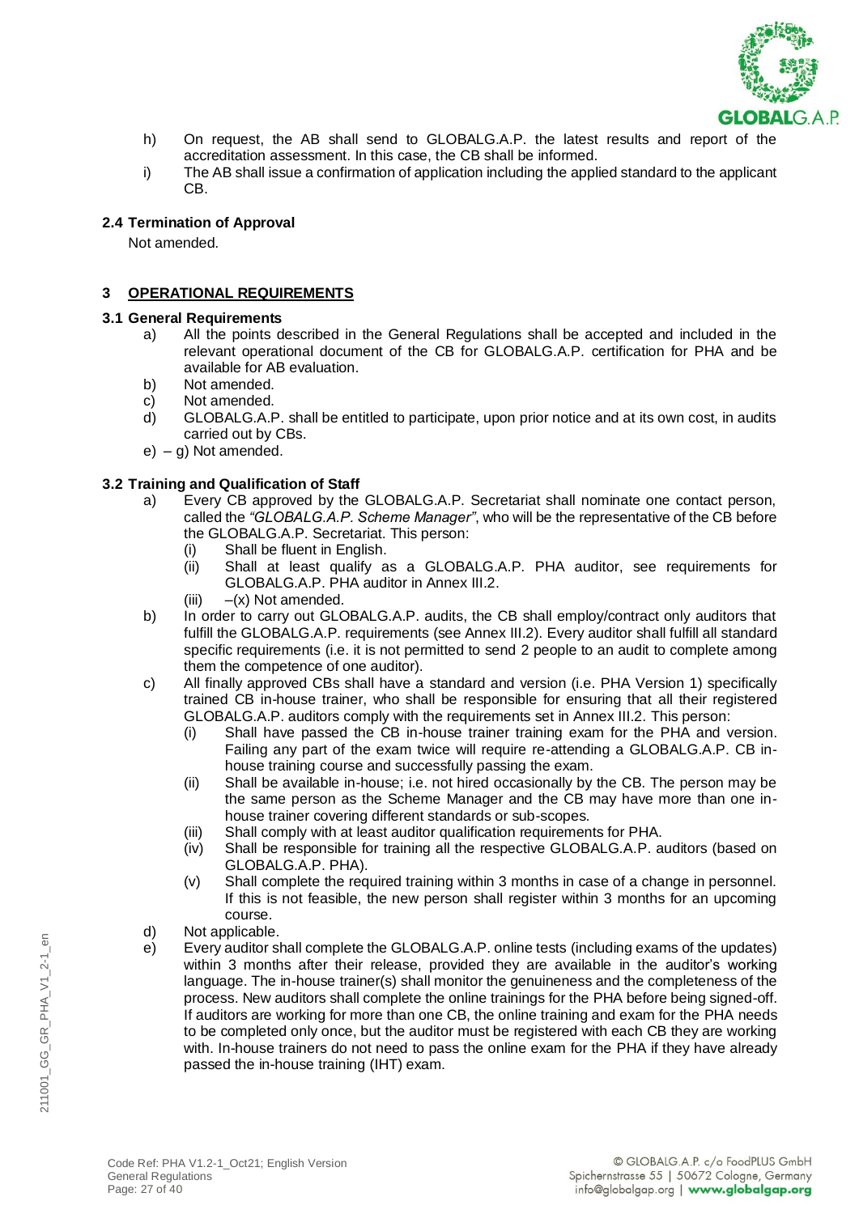h) On request, the AB shall send to GLOBALG.A.P. the latest results and report of the accreditation assessment. In this case, the CB shall be informed.

i) The AB shall issue a confirmation of application including the applied standard to the applicant CB.

### 2.4 Termination of Approval

Not amended.

## 3 OPERATIONAL REQUIREMENTS

### 3.1 General Requirements

a) All the points described in the General Regulations shall be accepted and included in the relevant operational document of the CB for GLOBALG.A.P. certification for PHA and be available for AB evaluation.

b) Not amended.

c) Not amended.

d) GLOBALG.A.P. shall be entitled to participate, upon prior notice and at its own cost, in audits carried out by CBs.

e) – g) Not amended.

### 3.2 Training and Qualification of Staff

a) Every CB approved by the GLOBALG.A.P. Secretariat shall nominate one contact person, called the *"GLOBALG.A.P. Scheme Manager"*, who will be the representative of the CB before the GLOBALG.A.P. Secretariat. This person:

(i) Shall be fluent in English.

(ii) Shall at least qualify as a GLOBALG.A.P. PHA auditor, see requirements for GLOBALG.A.P. PHA auditor in Annex III.2.

(iii) –(x) Not amended.

b) In order to carry out GLOBALG.A.P. audits, the CB shall employ/contract only auditors that fulfill the GLOBALG.A.P. requirements (see Annex III.2). Every auditor shall fulfill all standard specific requirements (i.e. it is not permitted to send 2 people to an audit to complete among them the competence of one auditor).

c) All finally approved CBs shall have a standard and version (i.e. PHA Version 1) specifically trained CB in-house trainer, who shall be responsible for ensuring that all their registered GLOBALG.A.P. auditors comply with the requirements set in Annex III.2. This person:

(i) Shall have passed the CB in-house trainer training exam for the PHA and version. Failing any part of the exam twice will require re-attending a GLOBALG.A.P. CB in-house training course and successfully passing the exam.

(ii) Shall be available in-house; i.e. not hired occasionally by the CB. The person may be the same person as the Scheme Manager and the CB may have more than one in-house trainer covering different standards or sub-scopes.

(iii) Shall comply with at least auditor qualification requirements for PHA.

(iv) Shall be responsible for training all the respective GLOBALG.A.P. auditors (based on GLOBALG.A.P. PHA).

(v) Shall complete the required training within 3 months in case of a change in personnel. If this is not feasible, the new person shall register within 3 months for an upcoming course.

d) Not applicable.

e) Every auditor shall complete the GLOBALG.A.P. online tests (including exams of the updates) within 3 months after their release, provided they are available in the auditor's working language. The in-house trainer(s) shall monitor the genuineness and the completeness of the process. New auditors shall complete the online trainings for the PHA before being signed-off. If auditors are working for more than one CB, the online training and exam for the PHA needs to be completed only once, but the auditor must be registered with each CB they are working with. In-house trainers do not need to pass the online exam for the PHA if they have already passed the in-house training (IHT) exam.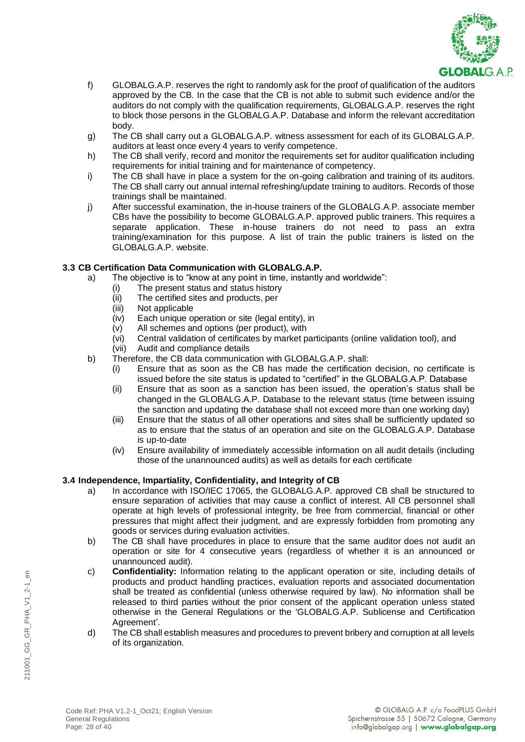f) GLOBALG.A.P. reserves the right to randomly ask for the proof of qualification of the auditors approved by the CB. In the case that the CB is not able to submit such evidence and/or the auditors do not comply with the qualification requirements, GLOBALG.A.P. reserves the right to block those persons in the GLOBALG.A.P. Database and inform the relevant accreditation body.

g) The CB shall carry out a GLOBALG.A.P. witness assessment for each of its GLOBALG.A.P. auditors at least once every 4 years to verify competence.

h) The CB shall verify, record and monitor the requirements set for auditor qualification including requirements for initial training and for maintenance of competency.

i) The CB shall have in place a system for the on-going calibration and training of its auditors. The CB shall carry out annual internal refreshing/update training to auditors. Records of those trainings shall be maintained.

j) After successful examination, the in-house trainers of the GLOBALG.A.P. associate member CBs have the possibility to become GLOBALG.A.P. approved public trainers. This requires a separate application. These in-house trainers do not need to pass an extra training/examination for this purpose. A list of train the public trainers is listed on the GLOBALG.A.P. website.

### 3.3 CB Certification Data Communication with GLOBALG.A.P.

a) The objective is to "know at any point in time, instantly and worldwide":
   (i) The present status and status history
   (ii) The certified sites and products, per
   (iii) Not applicable
   (iv) Each unique operation or site (legal entity), in
   (v) All schemes and options (per product), with
   (vi) Central validation of certificates by market participants (online validation tool), and
   (vii) Audit and compliance details

b) Therefore, the CB data communication with GLOBALG.A.P. shall:
   (i) Ensure that as soon as the CB has made the certification decision, no certificate is issued before the site status is updated to "certified" in the GLOBALG.A.P. Database
   (ii) Ensure that as soon as a sanction has been issued, the operation's status shall be changed in the GLOBALG.A.P. Database to the relevant status (time between issuing the sanction and updating the database shall not exceed more than one working day)
   (iii) Ensure that the status of all other operations and sites shall be sufficiently updated so as to ensure that the status of an operation and site on the GLOBALG.A.P. Database is up-to-date
   (iv) Ensure availability of immediately accessible information on all audit details (including those of the unannounced audits) as well as details for each certificate

### 3.4 Independence, Impartiality, Confidentiality, and Integrity of CB

a) In accordance with ISO/IEC 17065, the GLOBALG.A.P. approved CB shall be structured to ensure separation of activities that may cause a conflict of interest. All CB personnel shall operate at high levels of professional integrity, be free from commercial, financial or other pressures that might affect their judgment, and are expressly forbidden from promoting any goods or services during evaluation activities.

b) The CB shall have procedures in place to ensure that the same auditor does not audit an operation or site for 4 consecutive years (regardless of whether it is an announced or unannounced audit).

c) **Confidentiality:** Information relating to the applicant operation or site, including details of products and product handling practices, evaluation reports and associated documentation shall be treated as confidential (unless otherwise required by law). No information shall be released to third parties without the prior consent of the applicant operation unless stated otherwise in the General Regulations or the 'GLOBALG.A.P. Sublicense and Certification Agreement'.

d) The CB shall establish measures and procedures to prevent bribery and corruption at all levels of its organization.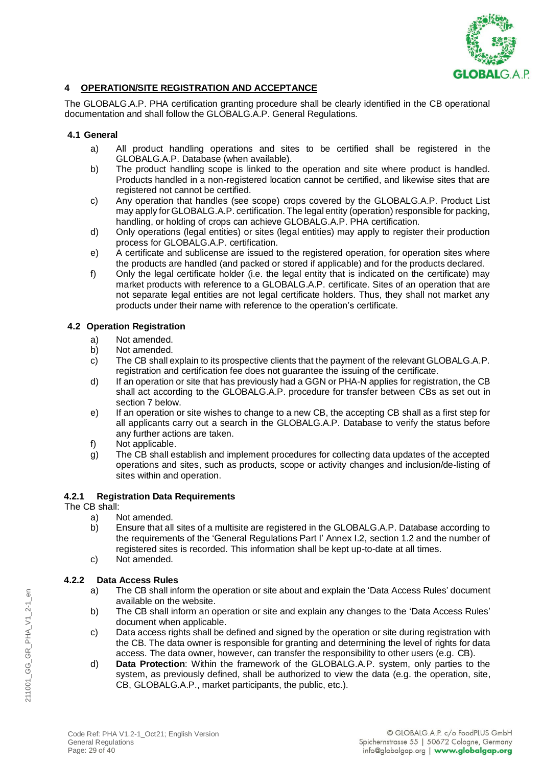## 4 OPERATION/SITE REGISTRATION AND ACCEPTANCE

The GLOBALG.A.P. PHA certification granting procedure shall be clearly identified in the CB operational documentation and shall follow the GLOBALG.A.P. General Regulations.

### 4.1 General

a) All product handling operations and sites to be certified shall be registered in the GLOBALG.A.P. Database (when available).

b) The product handling scope is linked to the operation and site where product is handled. Products handled in a non-registered location cannot be certified, and likewise sites that are registered not cannot be certified.

c) Any operation that handles (see scope) crops covered by the GLOBALG.A.P. Product List may apply for GLOBALG.A.P. certification. The legal entity (operation) responsible for packing, handling, or holding of crops can achieve GLOBALG.A.P. PHA certification.

d) Only operations (legal entities) or sites (legal entities) may apply to register their production process for GLOBALG.A.P. certification.

e) A certificate and sublicense are issued to the registered operation, for operation sites where the products are handled (and packed or stored if applicable) and for the products declared.

f) Only the legal certificate holder (i.e. the legal entity that is indicated on the certificate) may market products with reference to a GLOBALG.A.P. certificate. Sites of an operation that are not separate legal entities are not legal certificate holders. Thus, they shall not market any products under their name with reference to the operation's certificate.

### 4.2 Operation Registration

a) Not amended.

b) Not amended.

c) The CB shall explain to its prospective clients that the payment of the relevant GLOBALG.A.P. registration and certification fee does not guarantee the issuing of the certificate.

d) If an operation or site that has previously had a GGN or PHA-N applies for registration, the CB shall act according to the GLOBALG.A.P. procedure for transfer between CBs as set out in section 7 below.

e) If an operation or site wishes to change to a new CB, the accepting CB shall as a first step for all applicants carry out a search in the GLOBALG.A.P. Database to verify the status before any further actions are taken.

f) Not applicable.

g) The CB shall establish and implement procedures for collecting data updates of the accepted operations and sites, such as products, scope or activity changes and inclusion/de-listing of sites within and operation.

#### 4.2.1 Registration Data Requirements

The CB shall:

a) Not amended.

b) Ensure that all sites of a multisite are registered in the GLOBALG.A.P. Database according to the requirements of the 'General Regulations Part I' Annex I.2, section 1.2 and the number of registered sites is recorded. This information shall be kept up-to-date at all times.

c) Not amended.

#### 4.2.2 Data Access Rules

a) The CB shall inform the operation or site about and explain the 'Data Access Rules' document available on the website.

b) The CB shall inform an operation or site and explain any changes to the 'Data Access Rules' document when applicable.

c) Data access rights shall be defined and signed by the operation or site during registration with the CB. The data owner is responsible for granting and determining the level of rights for data access. The data owner, however, can transfer the responsibility to other users (e.g. CB).

d) **Data Protection**: Within the framework of the GLOBALG.A.P. system, only parties to the system, as previously defined, shall be authorized to view the data (e.g. the operation, site, CB, GLOBALG.A.P., market participants, the public, etc.).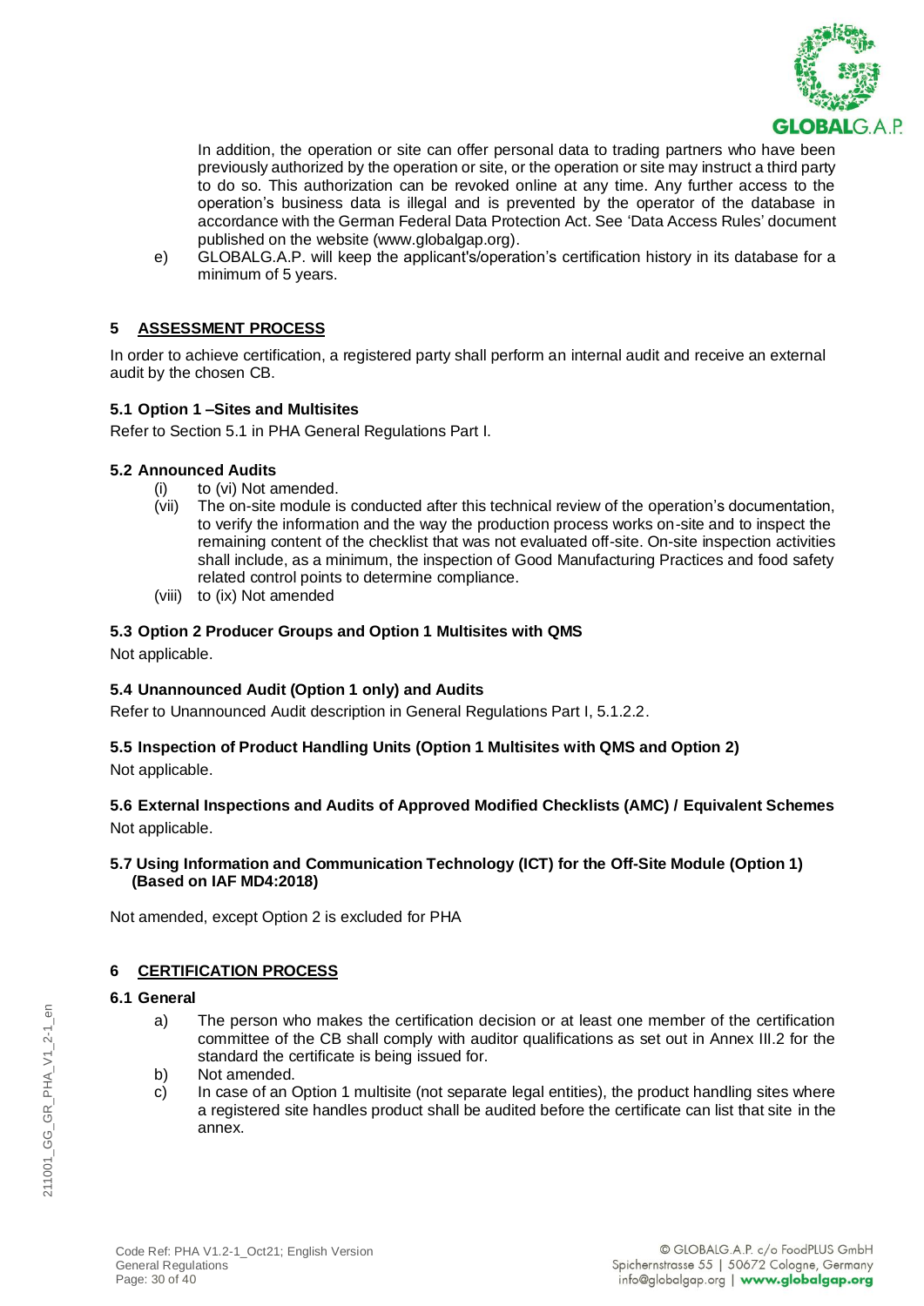In addition, the operation or site can offer personal data to trading partners who have been previously authorized by the operation or site, or the operation or site may instruct a third party to do so. This authorization can be revoked online at any time. Any further access to the operation's business data is illegal and is prevented by the operator of the database in accordance with the German Federal Data Protection Act. See 'Data Access Rules' document published on the website (www.globalgap.org).

e) GLOBALG.A.P. will keep the applicant's/operation's certification history in its database for a minimum of 5 years.

## 5 ASSESSMENT PROCESS

In order to achieve certification, a registered party shall perform an internal audit and receive an external audit by the chosen CB.

### 5.1 Option 1 –Sites and Multisites

Refer to Section 5.1 in PHA General Regulations Part I.

### 5.2 Announced Audits

(i) to (vi) Not amended.

(vii) The on-site module is conducted after this technical review of the operation's documentation, to verify the information and the way the production process works on-site and to inspect the remaining content of the checklist that was not evaluated off-site. On-site inspection activities shall include, as a minimum, the inspection of Good Manufacturing Practices and food safety related control points to determine compliance.

(viii) to (ix) Not amended

### 5.3 Option 2 Producer Groups and Option 1 Multisites with QMS

Not applicable.

### 5.4 Unannounced Audit (Option 1 only) and Audits

Refer to Unannounced Audit description in General Regulations Part I, 5.1.2.2.

### 5.5 Inspection of Product Handling Units (Option 1 Multisites with QMS and Option 2)

Not applicable.

### 5.6 External Inspections and Audits of Approved Modified Checklists (AMC) / Equivalent Schemes

Not applicable.

### 5.7 Using Information and Communication Technology (ICT) for the Off-Site Module (Option 1) (Based on IAF MD4:2018)

Not amended, except Option 2 is excluded for PHA

## 6 CERTIFICATION PROCESS

### 6.1 General

a) The person who makes the certification decision or at least one member of the certification committee of the CB shall comply with auditor qualifications as set out in Annex III.2 for the standard the certificate is being issued for.

b) Not amended.

c) In case of an Option 1 multisite (not separate legal entities), the product handling sites where a registered site handles product shall be audited before the certificate can list that site in the annex.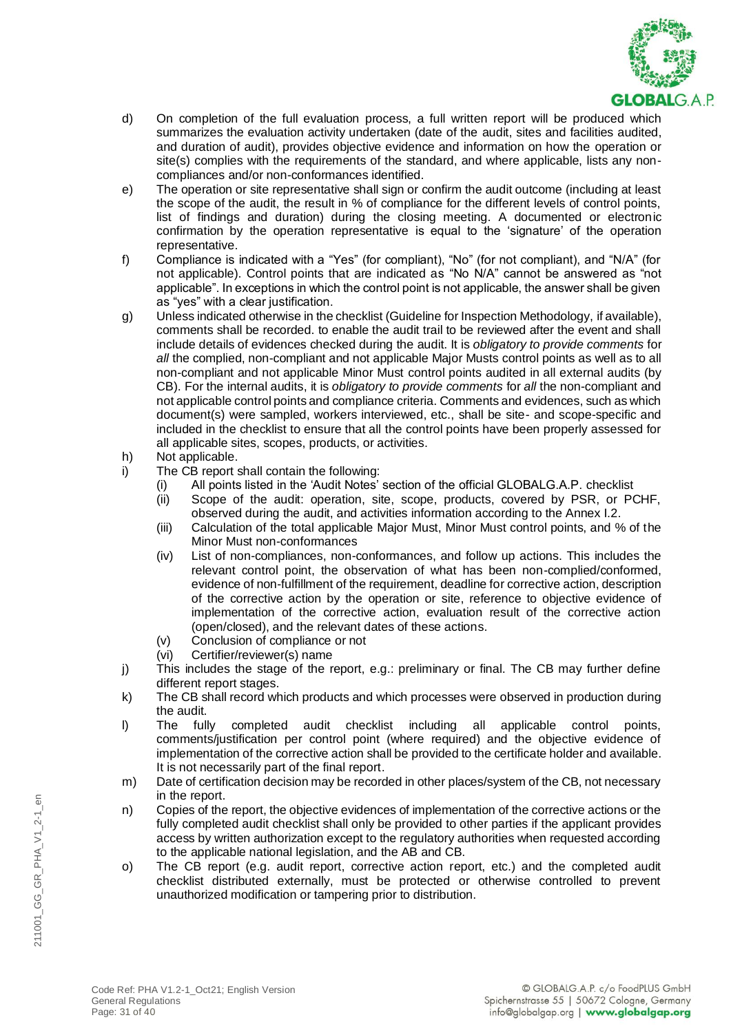d) On completion of the full evaluation process, a full written report will be produced which summarizes the evaluation activity undertaken (date of the audit, sites and facilities audited, and duration of audit), provides objective evidence and information on how the operation or site(s) complies with the requirements of the standard, and where applicable, lists any non-compliances and/or non-conformances identified.

e) The operation or site representative shall sign or confirm the audit outcome (including at least the scope of the audit, the result in % of compliance for the different levels of control points, list of findings and duration) during the closing meeting. A documented or electronic confirmation by the operation representative is equal to the 'signature' of the operation representative.

f) Compliance is indicated with a "Yes" (for compliant), "No" (for not compliant), and "N/A" (for not applicable). Control points that are indicated as "No N/A" cannot be answered as "not applicable". In exceptions in which the control point is not applicable, the answer shall be given as "yes" with a clear justification.

g) Unless indicated otherwise in the checklist (Guideline for Inspection Methodology, if available), comments shall be recorded. to enable the audit trail to be reviewed after the event and shall include details of evidences checked during the audit. It is *obligatory to provide comments* for *all* the complied, non-compliant and not applicable Major Musts control points as well as to all non-compliant and not applicable Minor Must control points audited in all external audits (by CB). For the internal audits, it is *obligatory to provide comments* for *all* the non-compliant and not applicable control points and compliance criteria. Comments and evidences, such as which document(s) were sampled, workers interviewed, etc., shall be site- and scope-specific and included in the checklist to ensure that all the control points have been properly assessed for all applicable sites, scopes, products, or activities.

h) Not applicable.

i) The CB report shall contain the following:
   (i) All points listed in the 'Audit Notes' section of the official GLOBALG.A.P. checklist
   (ii) Scope of the audit: operation, site, scope, products, covered by PSR, or PCHF, observed during the audit, and activities information according to the Annex I.2.
   (iii) Calculation of the total applicable Major Must, Minor Must control points, and % of the Minor Must non-conformances
   (iv) List of non-compliances, non-conformances, and follow up actions. This includes the relevant control point, the observation of what has been non-complied/conformed, evidence of non-fulfillment of the requirement, deadline for corrective action, description of the corrective action by the operation or site, reference to objective evidence of implementation of the corrective action, evaluation result of the corrective action (open/closed), and the relevant dates of these actions.
   (v) Conclusion of compliance or not
   (vi) Certifier/reviewer(s) name

j) This includes the stage of the report, e.g.: preliminary or final. The CB may further define different report stages.

k) The CB shall record which products and which processes were observed in production during the audit.

l) The fully completed audit checklist including all applicable control points, comments/justification per control point (where required) and the objective evidence of implementation of the corrective action shall be provided to the certificate holder and available. It is not necessarily part of the final report.

m) Date of certification decision may be recorded in other places/system of the CB, not necessary in the report.

n) Copies of the report, the objective evidences of implementation of the corrective actions or the fully completed audit checklist shall only be provided to other parties if the applicant provides access by written authorization except to the regulatory authorities when requested according to the applicable national legislation, and the AB and CB.

o) The CB report (e.g. audit report, corrective action report, etc.) and the completed audit checklist distributed externally, must be protected or otherwise controlled to prevent unauthorized modification or tampering prior to distribution.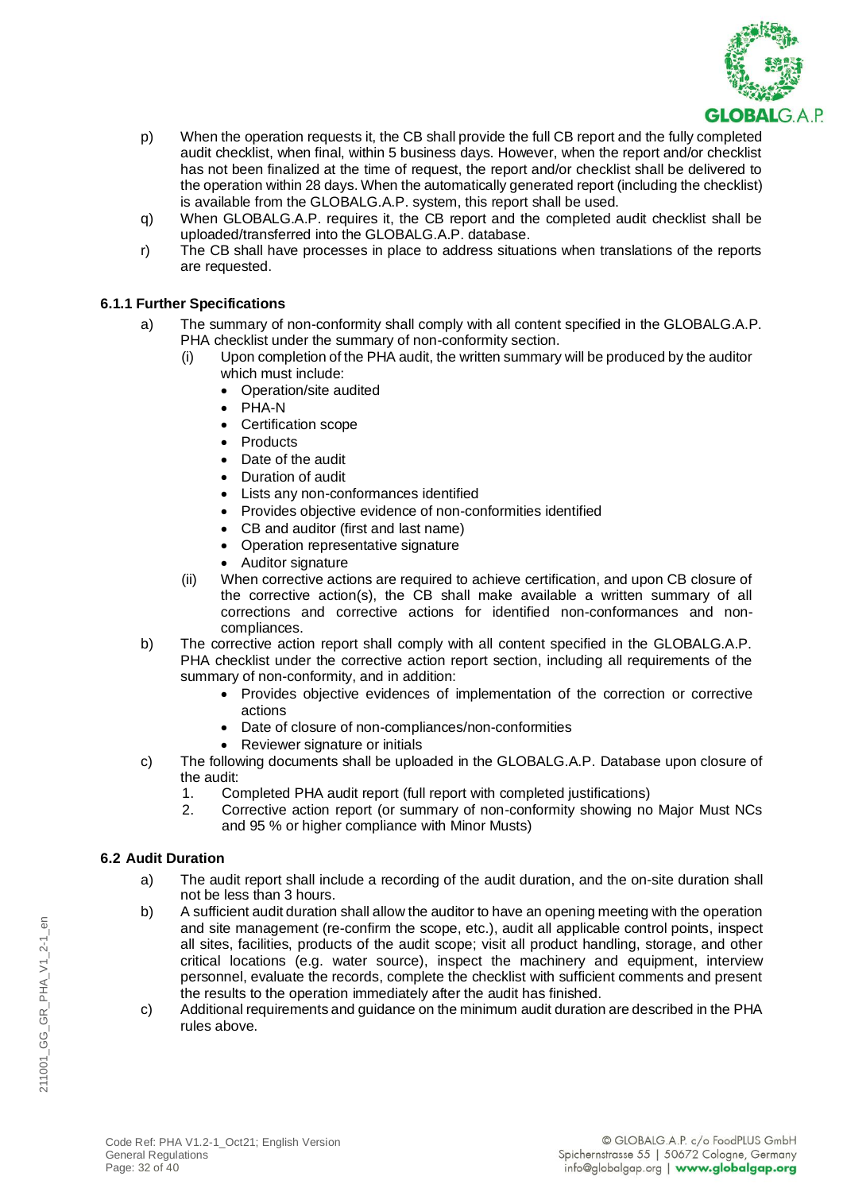p) When the operation requests it, the CB shall provide the full CB report and the fully completed audit checklist, when final, within 5 business days. However, when the report and/or checklist has not been finalized at the time of request, the report and/or checklist shall be delivered to the operation within 28 days. When the automatically generated report (including the checklist) is available from the GLOBALG.A.P. system, this report shall be used.

q) When GLOBALG.A.P. requires it, the CB report and the completed audit checklist shall be uploaded/transferred into the GLOBALG.A.P. database.

r) The CB shall have processes in place to address situations when translations of the reports are requested.

### 6.1.1 Further Specifications

a) The summary of non-conformity shall comply with all content specified in the GLOBALG.A.P. PHA checklist under the summary of non-conformity section.
   - (i) Upon completion of the PHA audit, the written summary will be produced by the auditor which must include:
     - Operation/site audited
     - PHA-N
     - Certification scope
     - Products
     - Date of the audit
     - Duration of audit
     - Lists any non-conformances identified
     - Provides objective evidence of non-conformities identified
     - CB and auditor (first and last name)
     - Operation representative signature
     - Auditor signature
   - (ii) When corrective actions are required to achieve certification, and upon CB closure of the corrective action(s), the CB shall make available a written summary of all corrections and corrective actions for identified non-conformances and non-compliances.

b) The corrective action report shall comply with all content specified in the GLOBALG.A.P. PHA checklist under the corrective action report section, including all requirements of the summary of non-conformity, and in addition:
   - Provides objective evidences of implementation of the correction or corrective actions
   - Date of closure of non-compliances/non-conformities
   - Reviewer signature or initials

c) The following documents shall be uploaded in the GLOBALG.A.P. Database upon closure of the audit:
   1. Completed PHA audit report (full report with completed justifications)
   2. Corrective action report (or summary of non-conformity showing no Major Must NCs and 95 % or higher compliance with Minor Musts)

## 6.2 Audit Duration

a) The audit report shall include a recording of the audit duration, and the on-site duration shall not be less than 3 hours.

b) A sufficient audit duration shall allow the auditor to have an opening meeting with the operation and site management (re-confirm the scope, etc.), audit all applicable control points, inspect all sites, facilities, products of the audit scope; visit all product handling, storage, and other critical locations (e.g. water source), inspect the machinery and equipment, interview personnel, evaluate the records, complete the checklist with sufficient comments and present the results to the operation immediately after the audit has finished.

c) Additional requirements and guidance on the minimum audit duration are described in the PHA rules above.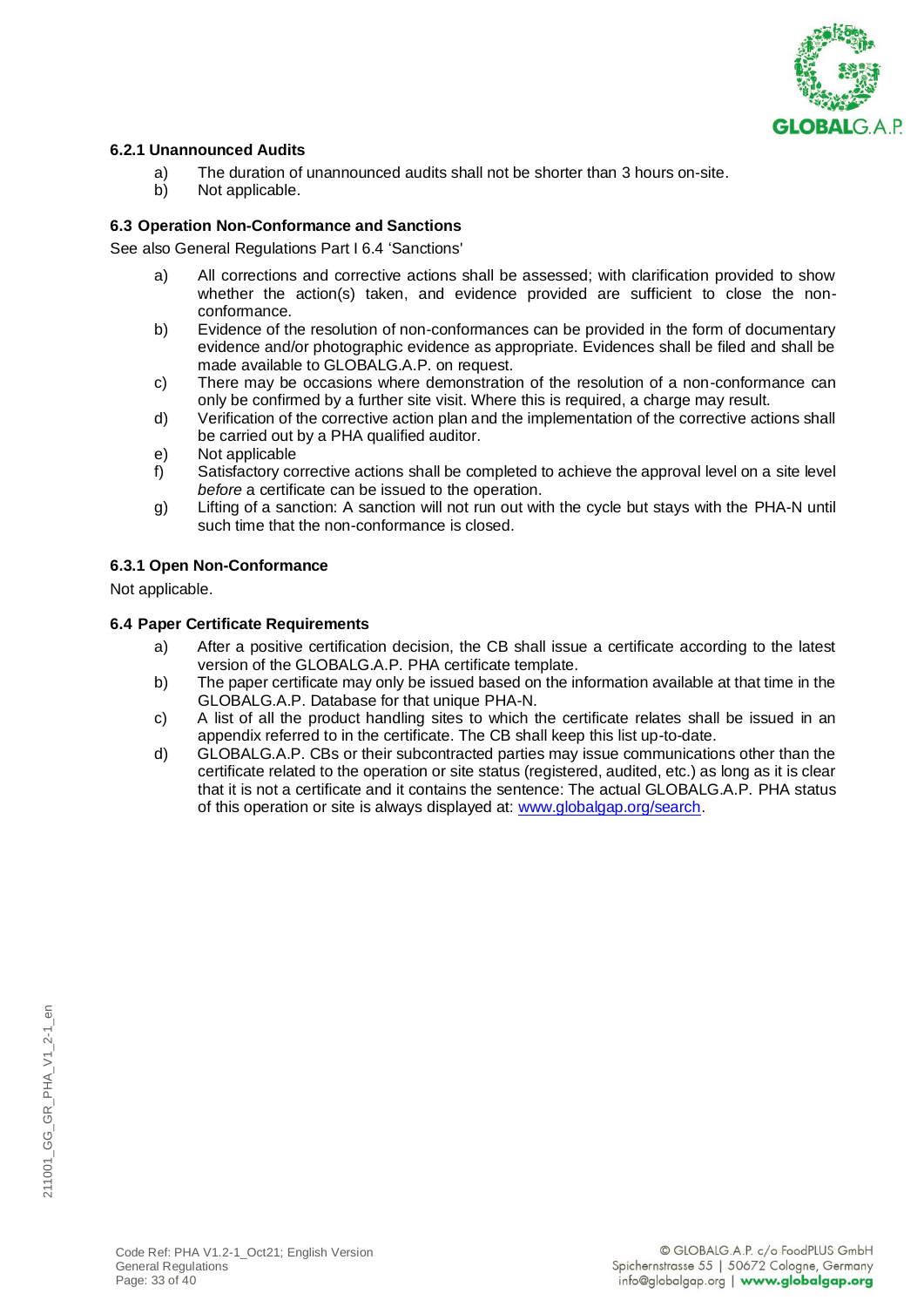### 6.2.1 Unannounced Audits

a) The duration of unannounced audits shall not be shorter than 3 hours on-site.
b) Not applicable.

### 6.3 Operation Non-Conformance and Sanctions

See also General Regulations Part I 6.4 'Sanctions'

a) All corrections and corrective actions shall be assessed; with clarification provided to show whether the action(s) taken, and evidence provided are sufficient to close the non-conformance.
b) Evidence of the resolution of non-conformances can be provided in the form of documentary evidence and/or photographic evidence as appropriate. Evidences shall be filed and shall be made available to GLOBALG.A.P. on request.
c) There may be occasions where demonstration of the resolution of a non-conformance can only be confirmed by a further site visit. Where this is required, a charge may result.
d) Verification of the corrective action plan and the implementation of the corrective actions shall be carried out by a PHA qualified auditor.
e) Not applicable
f) Satisfactory corrective actions shall be completed to achieve the approval level on a site level *before* a certificate can be issued to the operation.
g) Lifting of a sanction: A sanction will not run out with the cycle but stays with the PHA-N until such time that the non-conformance is closed.

### 6.3.1 Open Non-Conformance

Not applicable.

### 6.4 Paper Certificate Requirements

a) After a positive certification decision, the CB shall issue a certificate according to the latest version of the GLOBALG.A.P. PHA certificate template.
b) The paper certificate may only be issued based on the information available at that time in the GLOBALG.A.P. Database for that unique PHA-N.
c) A list of all the product handling sites to which the certificate relates shall be issued in an appendix referred to in the certificate. The CB shall keep this list up-to-date.
d) GLOBALG.A.P. CBs or their subcontracted parties may issue communications other than the certificate related to the operation or site status (registered, audited, etc.) as long as it is clear that it is not a certificate and it contains the sentence: The actual GLOBALG.A.P. PHA status of this operation or site is always displayed at: [www.globalgap.org/search](http://www.globalgap.org/search).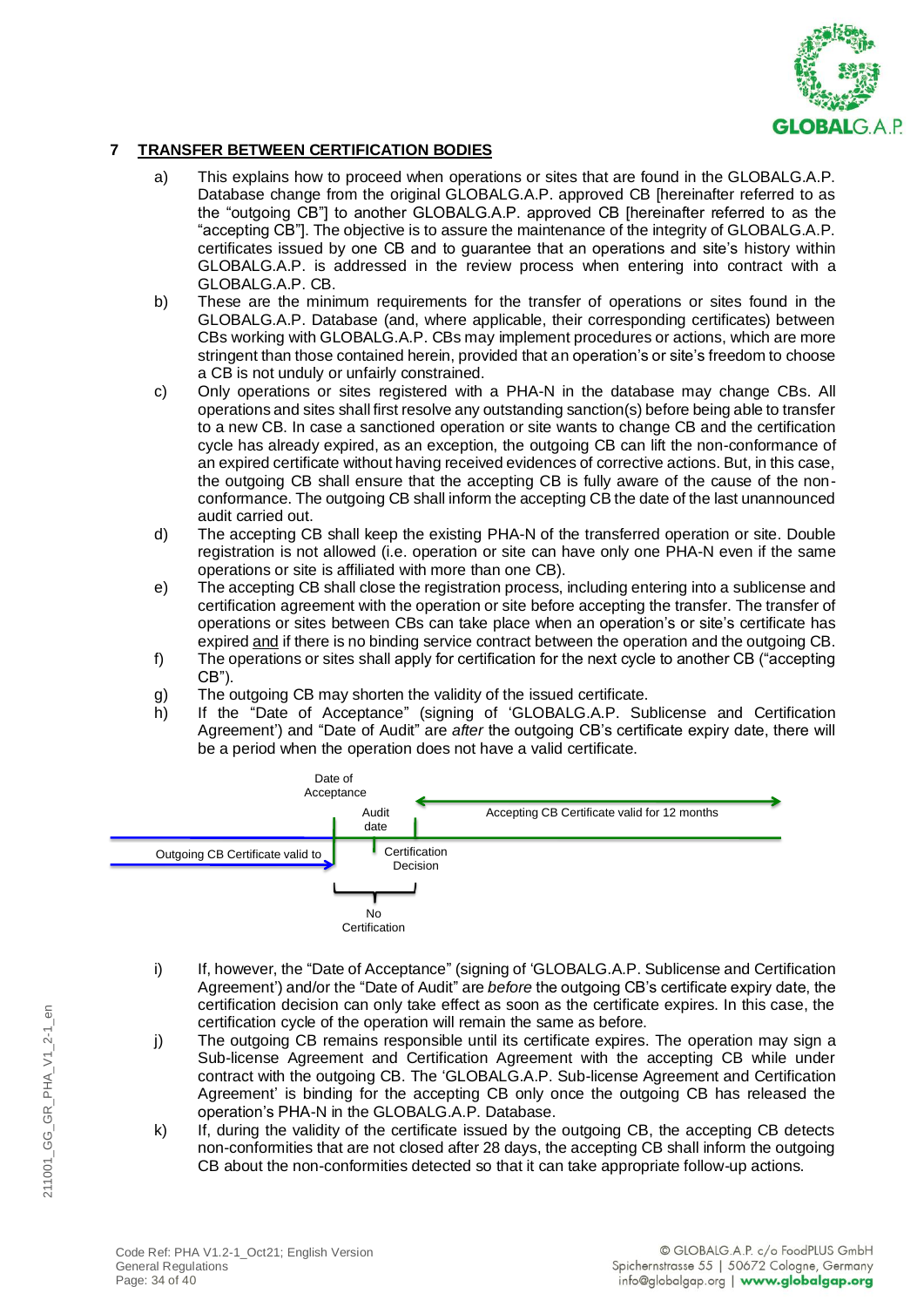## 7 TRANSFER BETWEEN CERTIFICATION BODIES

a) This explains how to proceed when operations or sites that are found in the GLOBALG.A.P. Database change from the original GLOBALG.A.P. approved CB [hereinafter referred to as the "outgoing CB"] to another GLOBALG.A.P. approved CB [hereinafter referred to as the "accepting CB"]. The objective is to assure the maintenance of the integrity of GLOBALG.A.P. certificates issued by one CB and to guarantee that an operations and site's history within GLOBALG.A.P. is addressed in the review process when entering into contract with a GLOBALG.A.P. CB.

b) These are the minimum requirements for the transfer of operations or sites found in the GLOBALG.A.P. Database (and, where applicable, their corresponding certificates) between CBs working with GLOBALG.A.P. CBs may implement procedures or actions, which are more stringent than those contained herein, provided that an operation's or site's freedom to choose a CB is not unduly or unfairly constrained.

c) Only operations or sites registered with a PHA-N in the database may change CBs. All operations and sites shall first resolve any outstanding sanction(s) before being able to transfer to a new CB. In case a sanctioned operation or site wants to change CB and the certification cycle has already expired, as an exception, the outgoing CB can lift the non-conformance of an expired certificate without having received evidences of corrective actions. But, in this case, the outgoing CB shall ensure that the accepting CB is fully aware of the cause of the non-conformance. The outgoing CB shall inform the accepting CB the date of the last unannounced audit carried out.

d) The accepting CB shall keep the existing PHA-N of the transferred operation or site. Double registration is not allowed (i.e. operation or site can have only one PHA-N even if the same operations or site is affiliated with more than one CB).

e) The accepting CB shall close the registration process, including entering into a sublicense and certification agreement with the operation or site before accepting the transfer. The transfer of operations or sites between CBs can take place when an operation's or site's certificate has expired <u>and</u> if there is no binding service contract between the operation and the outgoing CB.

f) The operations or sites shall apply for certification for the next cycle to another CB ("accepting CB").

g) The outgoing CB may shorten the validity of the issued certificate.

h) If the "Date of Acceptance" (signing of 'GLOBALG.A.P. Sublicense and Certification Agreement') and "Date of Audit" are *after* the outgoing CB's certificate expiry date, there will be a period when the operation does not have a valid certificate.

Date of Acceptance | Audit date | Accepting CB Certificate valid for 12 months | Outgoing CB Certificate valid to | Certification Decision | No Certification

i) If, however, the "Date of Acceptance" (signing of 'GLOBALG.A.P. Sublicense and Certification Agreement') and/or the "Date of Audit" are *before* the outgoing CB's certificate expiry date, the certification decision can only take effect as soon as the certificate expires. In this case, the certification cycle of the operation will remain the same as before.

j) The outgoing CB remains responsible until its certificate expires. The operation may sign a Sub-license Agreement and Certification Agreement with the accepting CB while under contract with the outgoing CB. The 'GLOBALG.A.P. Sub-license Agreement and Certification Agreement' is binding for the accepting CB only once the outgoing CB has released the operation's PHA-N in the GLOBALG.A.P. Database.

k) If, during the validity of the certificate issued by the outgoing CB, the accepting CB detects non-conformities that are not closed after 28 days, the accepting CB shall inform the outgoing CB about the non-conformities detected so that it can take appropriate follow-up actions.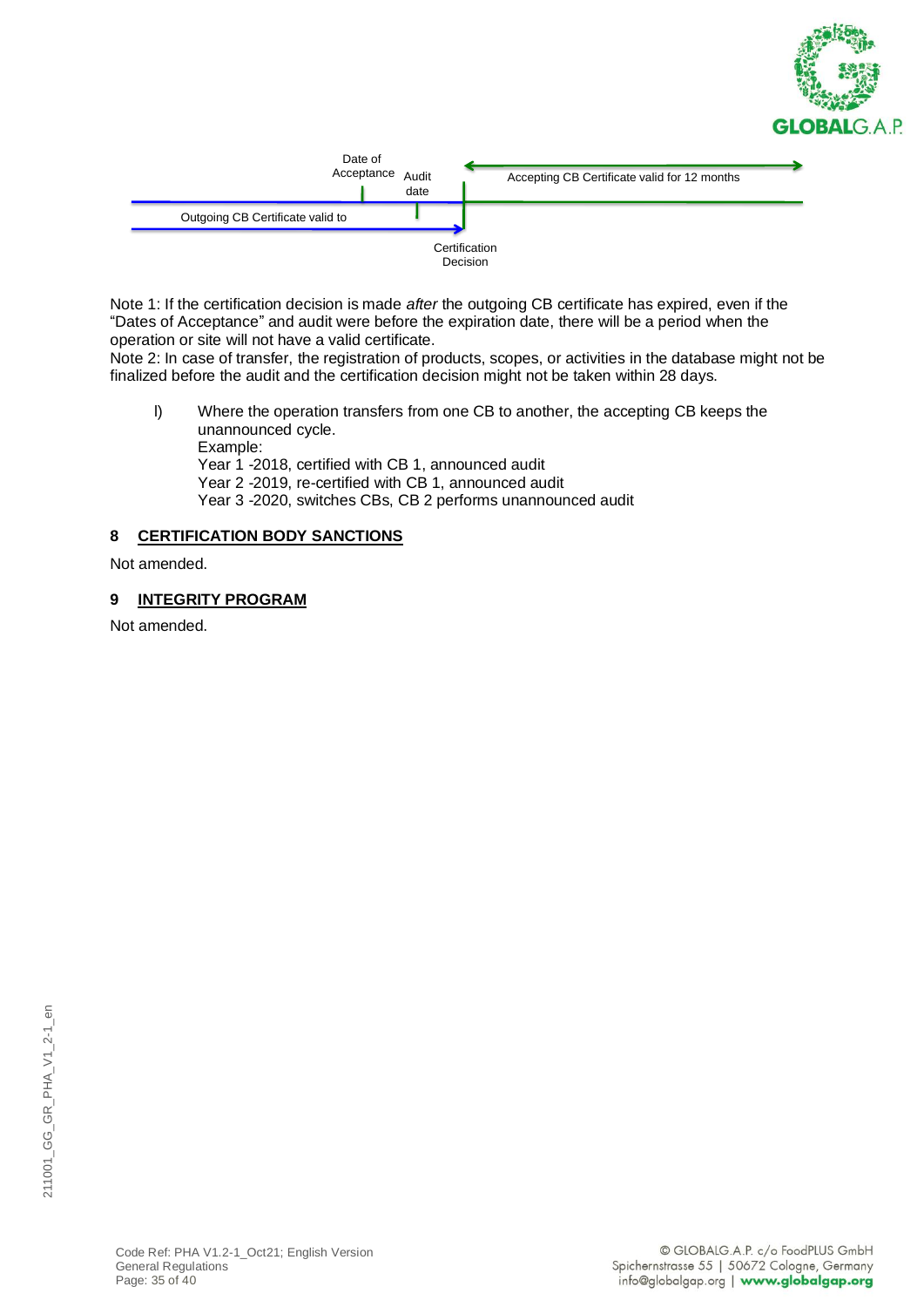Date of Acceptance

Audit date

Accepting CB Certificate valid for 12 months

Outgoing CB Certificate valid to

Certification Decision

Note 1: If the certification decision is made *after* the outgoing CB certificate has expired, even if the "Dates of Acceptance" and audit were before the expiration date, there will be a period when the operation or site will not have a valid certificate.
Note 2: In case of transfer, the registration of products, scopes, or activities in the database might not be finalized before the audit and the certification decision might not be taken within 28 days.

l) Where the operation transfers from one CB to another, the accepting CB keeps the unannounced cycle.
Example:
Year 1 -2018, certified with CB 1, announced audit
Year 2 -2019, re-certified with CB 1, announced audit
Year 3 -2020, switches CBs, CB 2 performs unannounced audit

## 8 CERTIFICATION BODY SANCTIONS

Not amended.

## 9 INTEGRITY PROGRAM

Not amended.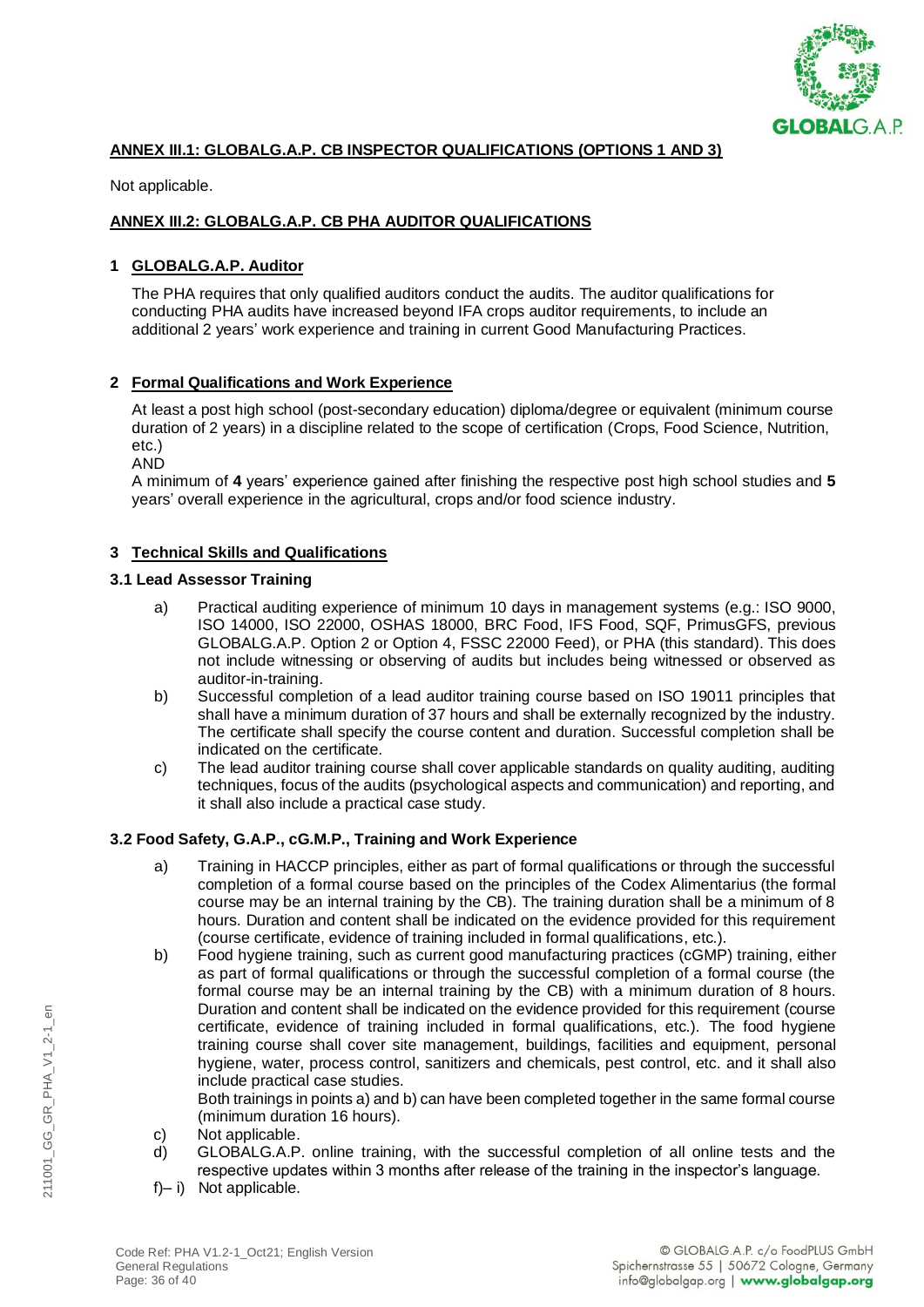## ANNEX III.1: GLOBALG.A.P. CB INSPECTOR QUALIFICATIONS (OPTIONS 1 AND 3)

Not applicable.

## ANNEX III.2: GLOBALG.A.P. CB PHA AUDITOR QUALIFICATIONS

### 1 GLOBALG.A.P. Auditor

The PHA requires that only qualified auditors conduct the audits. The auditor qualifications for conducting PHA audits have increased beyond IFA crops auditor requirements, to include an additional 2 years' work experience and training in current Good Manufacturing Practices.

### 2 Formal Qualifications and Work Experience

At least a post high school (post-secondary education) diploma/degree or equivalent (minimum course duration of 2 years) in a discipline related to the scope of certification (Crops, Food Science, Nutrition, etc.)

AND

A minimum of **4** years' experience gained after finishing the respective post high school studies and **5** years' overall experience in the agricultural, crops and/or food science industry.

### 3 Technical Skills and Qualifications

#### 3.1 Lead Assessor Training

a) Practical auditing experience of minimum 10 days in management systems (e.g.: ISO 9000, ISO 14000, ISO 22000, OSHAS 18000, BRC Food, IFS Food, SQF, PrimusGFS, previous GLOBALG.A.P. Option 2 or Option 4, FSSC 22000 Feed), or PHA (this standard). This does not include witnessing or observing of audits but includes being witnessed or observed as auditor-in-training.

b) Successful completion of a lead auditor training course based on ISO 19011 principles that shall have a minimum duration of 37 hours and shall be externally recognized by the industry. The certificate shall specify the course content and duration. Successful completion shall be indicated on the certificate.

c) The lead auditor training course shall cover applicable standards on quality auditing, auditing techniques, focus of the audits (psychological aspects and communication) and reporting, and it shall also include a practical case study.

#### 3.2 Food Safety, G.A.P., cG.M.P., Training and Work Experience

a) Training in HACCP principles, either as part of formal qualifications or through the successful completion of a formal course based on the principles of the Codex Alimentarius (the formal course may be an internal training by the CB). The training duration shall be a minimum of 8 hours. Duration and content shall be indicated on the evidence provided for this requirement (course certificate, evidence of training included in formal qualifications, etc.).

b) Food hygiene training, such as current good manufacturing practices (cGMP) training, either as part of formal qualifications or through the successful completion of a formal course (the formal course may be an internal training by the CB) with a minimum duration of 8 hours. Duration and content shall be indicated on the evidence provided for this requirement (course certificate, evidence of training included in formal qualifications, etc.). The food hygiene training course shall cover site management, buildings, facilities and equipment, personal hygiene, water, process control, sanitizers and chemicals, pest control, etc. and it shall also include practical case studies.

   Both trainings in points a) and b) can have been completed together in the same formal course (minimum duration 16 hours).

c) Not applicable.

d) GLOBALG.A.P. online training, with the successful completion of all online tests and the respective updates within 3 months after release of the training in the inspector's language.

f)– i) Not applicable.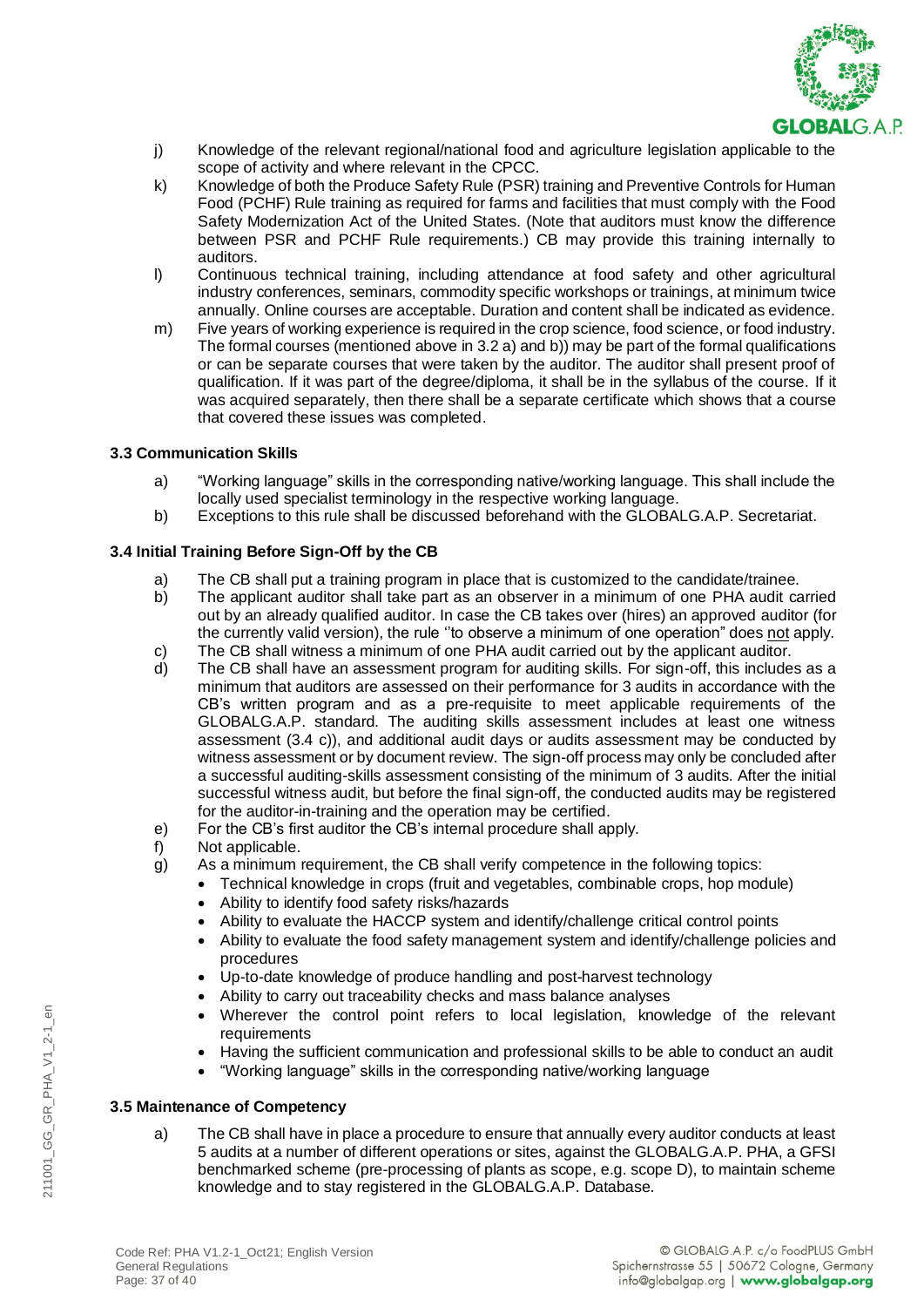j) Knowledge of the relevant regional/national food and agriculture legislation applicable to the scope of activity and where relevant in the CPCC.

k) Knowledge of both the Produce Safety Rule (PSR) training and Preventive Controls for Human Food (PCHF) Rule training as required for farms and facilities that must comply with the Food Safety Modernization Act of the United States. (Note that auditors must know the difference between PSR and PCHF Rule requirements.) CB may provide this training internally to auditors.

l) Continuous technical training, including attendance at food safety and other agricultural industry conferences, seminars, commodity specific workshops or trainings, at minimum twice annually. Online courses are acceptable. Duration and content shall be indicated as evidence.

m) Five years of working experience is required in the crop science, food science, or food industry. The formal courses (mentioned above in 3.2 a) and b)) may be part of the formal qualifications or can be separate courses that were taken by the auditor. The auditor shall present proof of qualification. If it was part of the degree/diploma, it shall be in the syllabus of the course. If it was acquired separately, then there shall be a separate certificate which shows that a course that covered these issues was completed.

### 3.3 Communication Skills

a) "Working language" skills in the corresponding native/working language. This shall include the locally used specialist terminology in the respective working language.

b) Exceptions to this rule shall be discussed beforehand with the GLOBALG.A.P. Secretariat.

### 3.4 Initial Training Before Sign-Off by the CB

a) The CB shall put a training program in place that is customized to the candidate/trainee.

b) The applicant auditor shall take part as an observer in a minimum of one PHA audit carried out by an already qualified auditor. In case the CB takes over (hires) an approved auditor (for the currently valid version), the rule ''to observe a minimum of one operation" does not apply.

c) The CB shall witness a minimum of one PHA audit carried out by the applicant auditor.

d) The CB shall have an assessment program for auditing skills. For sign-off, this includes as a minimum that auditors are assessed on their performance for 3 audits in accordance with the CB's written program and as a pre-requisite to meet applicable requirements of the GLOBALG.A.P. standard. The auditing skills assessment includes at least one witness assessment (3.4 c)), and additional audit days or audits assessment may be conducted by witness assessment or by document review. The sign-off process may only be concluded after a successful auditing-skills assessment consisting of the minimum of 3 audits. After the initial successful witness audit, but before the final sign-off, the conducted audits may be registered for the auditor-in-training and the operation may be certified.

e) For the CB's first auditor the CB's internal procedure shall apply.

f) Not applicable.

g) As a minimum requirement, the CB shall verify competence in the following topics:

- Technical knowledge in crops (fruit and vegetables, combinable crops, hop module)
- Ability to identify food safety risks/hazards
- Ability to evaluate the HACCP system and identify/challenge critical control points
- Ability to evaluate the food safety management system and identify/challenge policies and procedures
- Up-to-date knowledge of produce handling and post-harvest technology
- Ability to carry out traceability checks and mass balance analyses
- Wherever the control point refers to local legislation, knowledge of the relevant requirements
- Having the sufficient communication and professional skills to be able to conduct an audit
- "Working language" skills in the corresponding native/working language

### 3.5 Maintenance of Competency

a) The CB shall have in place a procedure to ensure that annually every auditor conducts at least 5 audits at a number of different operations or sites, against the GLOBALG.A.P. PHA, a GFSI benchmarked scheme (pre-processing of plants as scope, e.g. scope D), to maintain scheme knowledge and to stay registered in the GLOBALG.A.P. Database.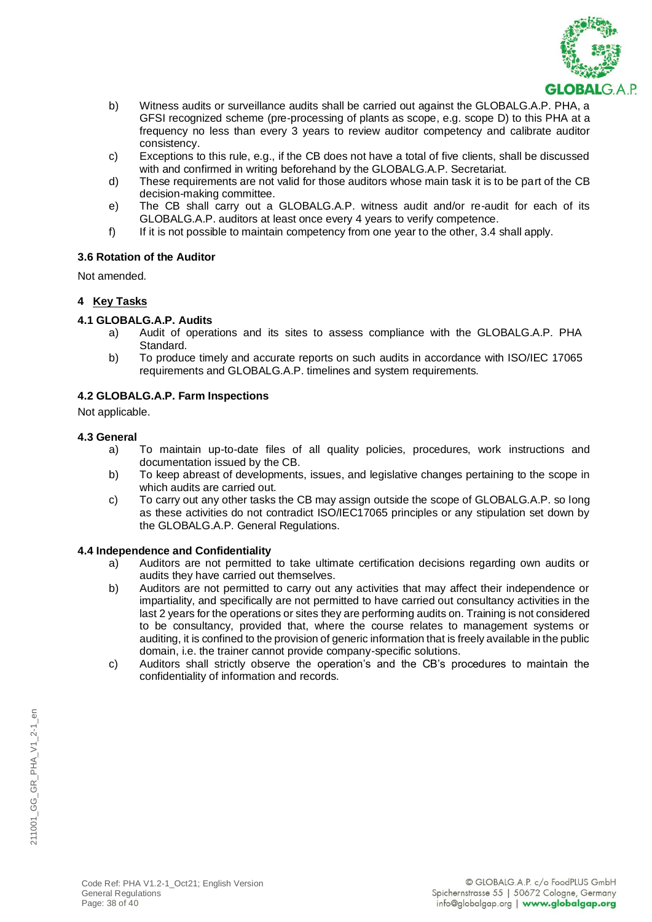b) Witness audits or surveillance audits shall be carried out against the GLOBALG.A.P. PHA, a GFSI recognized scheme (pre-processing of plants as scope, e.g. scope D) to this PHA at a frequency no less than every 3 years to review auditor competency and calibrate auditor consistency.

c) Exceptions to this rule, e.g., if the CB does not have a total of five clients, shall be discussed with and confirmed in writing beforehand by the GLOBALG.A.P. Secretariat.

d) These requirements are not valid for those auditors whose main task it is to be part of the CB decision-making committee.

e) The CB shall carry out a GLOBALG.A.P. witness audit and/or re-audit for each of its GLOBALG.A.P. auditors at least once every 4 years to verify competence.

f) If it is not possible to maintain competency from one year to the other, 3.4 shall apply.

### 3.6 Rotation of the Auditor

Not amended.

## 4 Key Tasks

### 4.1 GLOBALG.A.P. Audits

a) Audit of operations and its sites to assess compliance with the GLOBALG.A.P. PHA Standard.

b) To produce timely and accurate reports on such audits in accordance with ISO/IEC 17065 requirements and GLOBALG.A.P. timelines and system requirements.

### 4.2 GLOBALG.A.P. Farm Inspections

Not applicable.

### 4.3 General

a) To maintain up-to-date files of all quality policies, procedures, work instructions and documentation issued by the CB.

b) To keep abreast of developments, issues, and legislative changes pertaining to the scope in which audits are carried out.

c) To carry out any other tasks the CB may assign outside the scope of GLOBALG.A.P. so long as these activities do not contradict ISO/IEC17065 principles or any stipulation set down by the GLOBALG.A.P. General Regulations.

### 4.4 Independence and Confidentiality

a) Auditors are not permitted to take ultimate certification decisions regarding own audits or audits they have carried out themselves.

b) Auditors are not permitted to carry out any activities that may affect their independence or impartiality, and specifically are not permitted to have carried out consultancy activities in the last 2 years for the operations or sites they are performing audits on. Training is not considered to be consultancy, provided that, where the course relates to management systems or auditing, it is confined to the provision of generic information that is freely available in the public domain, i.e. the trainer cannot provide company-specific solutions.

c) Auditors shall strictly observe the operation's and the CB's procedures to maintain the confidentiality of information and records.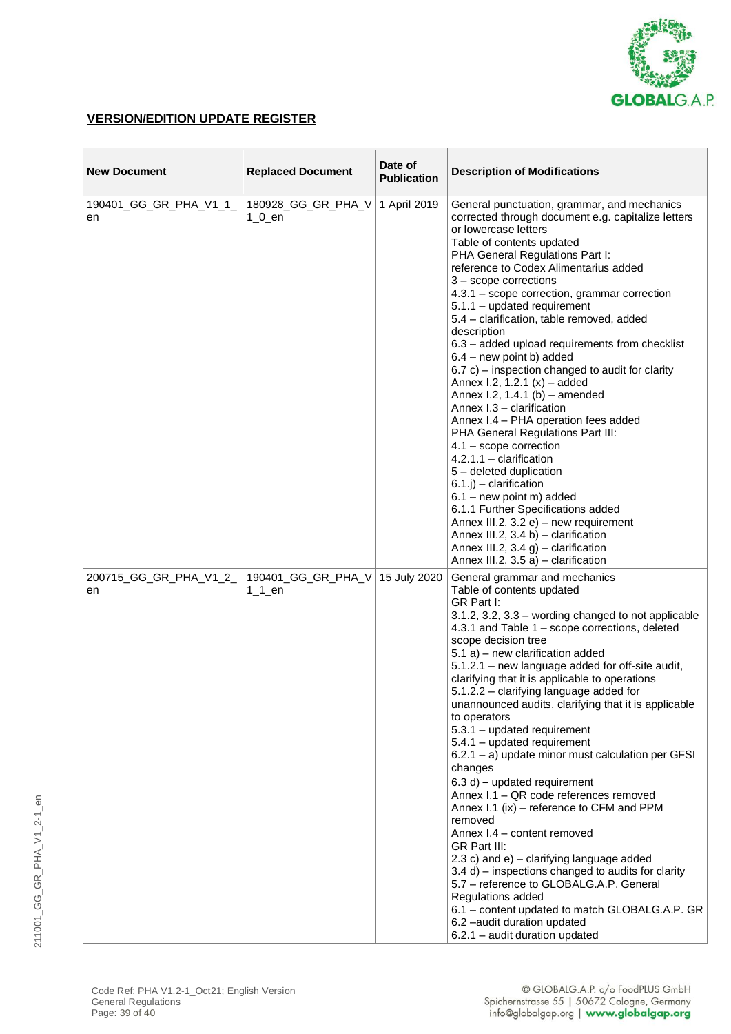**VERSION/EDITION UPDATE REGISTER**

| New Document | Replaced Document | Date of Publication | Description of Modifications |
|---|---|---|---|
| 190401_GG_GR_PHA_V1_1_en | 180928_GG_GR_PHA_V1_0_en | 1 April 2019 | General punctuation, grammar, and mechanics corrected through document e.g. capitalize letters or lowercase letters<br>Table of contents updated<br>PHA General Regulations Part I:<br>reference to Codex Alimentarius added<br>3 – scope corrections<br>4.3.1 – scope correction, grammar correction<br>5.1.1 – updated requirement<br>5.4 – clarification, table removed, added description<br>6.3 – added upload requirements from checklist<br>6.4 – new point b) added<br>6.7 c) – inspection changed to audit for clarity<br>Annex I.2, 1.2.1 (x) – added<br>Annex I.2, 1.4.1 (b) – amended<br>Annex I.3 – clarification<br>Annex I.4 – PHA operation fees added<br>PHA General Regulations Part III:<br>4.1 – scope correction<br>4.2.1.1 – clarification<br>5 – deleted duplication<br>6.1.j) – clarification<br>6.1 – new point m) added<br>6.1.1 Further Specifications added<br>Annex III.2, 3.2 e) – new requirement<br>Annex III.2, 3.4 b) – clarification<br>Annex III.2, 3.4 g) – clarification<br>Annex III.2, 3.5 a) – clarification |
| 200715_GG_GR_PHA_V1_2_en | 190401_GG_GR_PHA_V1_1_en | 15 July 2020 | General grammar and mechanics<br>Table of contents updated<br>GR Part I:<br>3.1.2, 3.2, 3.3 – wording changed to not applicable<br>4.3.1 and Table 1 – scope corrections, deleted scope decision tree<br>5.1 a) – new clarification added<br>5.1.2.1 – new language added for off-site audit, clarifying that it is applicable to operations<br>5.1.2.2 – clarifying language added for unannounced audits, clarifying that it is applicable to operators<br>5.3.1 – updated requirement<br>5.4.1 – updated requirement<br>6.2.1 – a) update minor must calculation per GFSI changes<br>6.3 d) – updated requirement<br>Annex I.1 – QR code references removed<br>Annex I.1 (ix) – reference to CFM and PPM removed<br>Annex I.4 – content removed<br>GR Part III:<br>2.3 c) and e) – clarifying language added<br>3.4 d) – inspections changed to audits for clarity<br>5.7 – reference to GLOBALG.A.P. General Regulations added<br>6.1 – content updated to match GLOBALG.A.P. GR<br>6.2 –audit duration updated<br>6.2.1 – audit duration updated |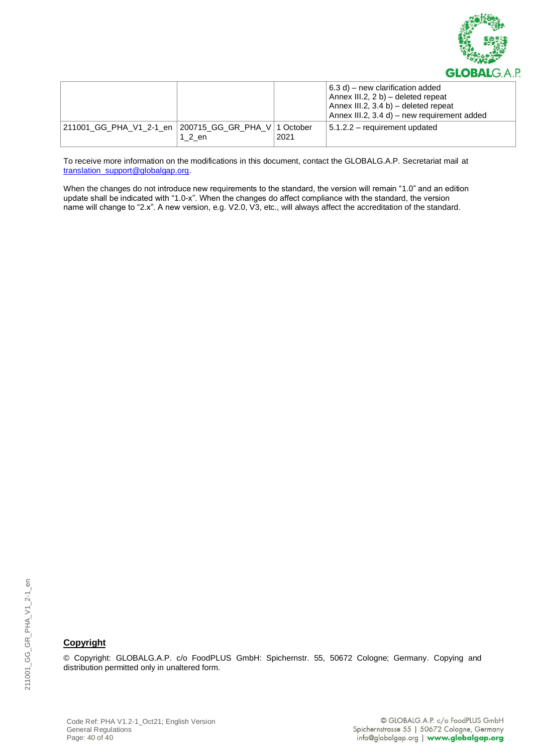| | | | |
|---|---|---|---|
| | | | 6.3 d) – new clarification added<br>Annex III.2, 2 b) – deleted repeat<br>Annex III.2, 3.4 b) – deleted repeat<br>Annex III.2, 3.4 d) – new requirement added |
| 211001_GG_PHA_V1_2-1_en | 200715_GG_GR_PHA_V1_2_en | 1 October 2021 | 5.1.2.2 – requirement updated |

To receive more information on the modifications in this document, contact the GLOBALG.A.P. Secretariat mail at translation_support@globalgap.org.

When the changes do not introduce new requirements to the standard, the version will remain "1.0" and an edition update shall be indicated with "1.0-x". When the changes do affect compliance with the standard, the version name will change to "2.x". A new version, e.g. V2.0, V3, etc., will always affect the accreditation of the standard.

**Copyright**

© Copyright: GLOBALG.A.P. c/o FoodPLUS GmbH: Spichernstr. 55, 50672 Cologne; Germany. Copying and distribution permitted only in unaltered form.